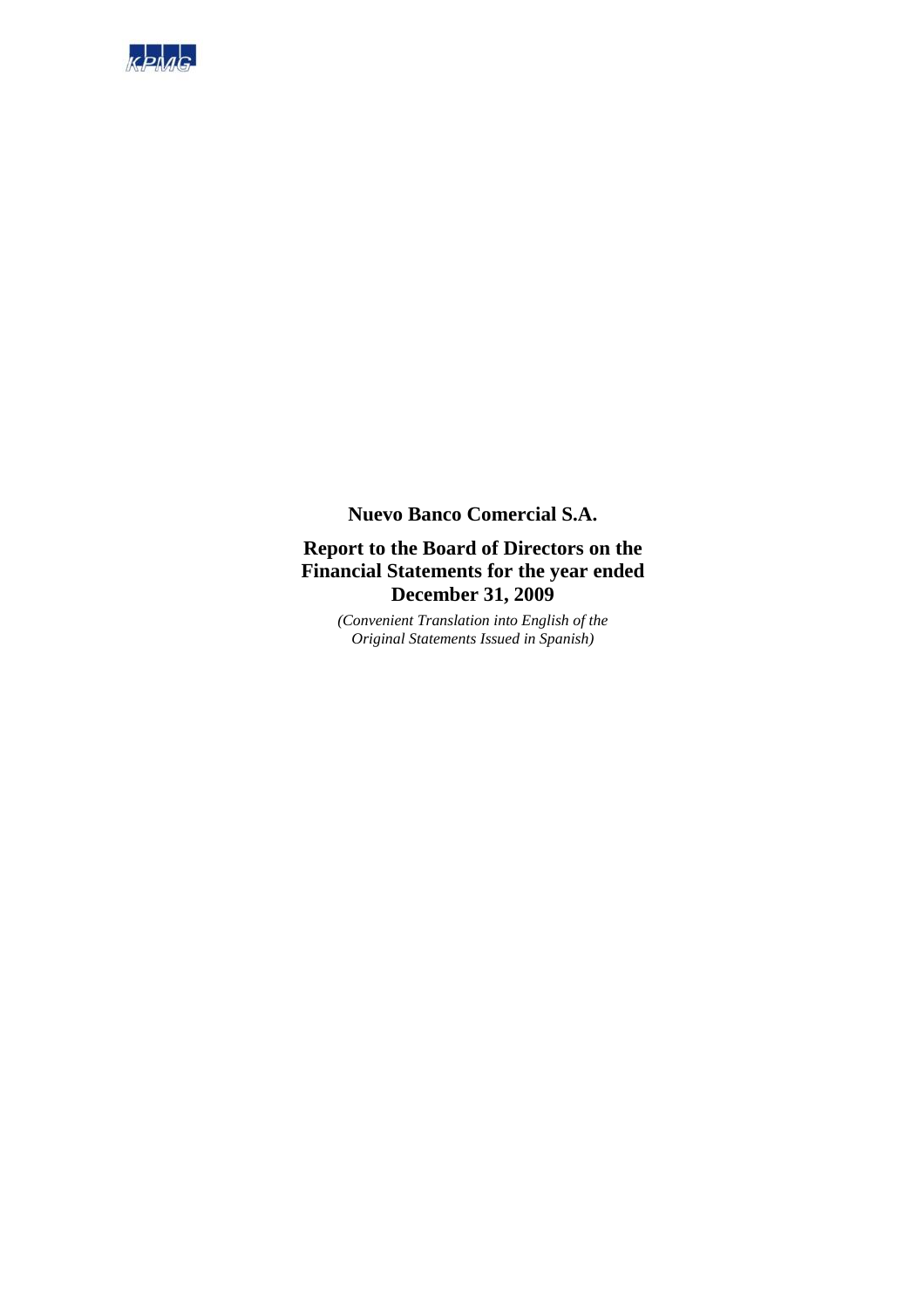KPMG

**Nuevo Banco Comercial S.A.**

**Report to the Board of Directors on the Financial Statements for the year ended December 31, 2009**

*(Convenient Translation into English of the Original Statements Issued in Spanish)*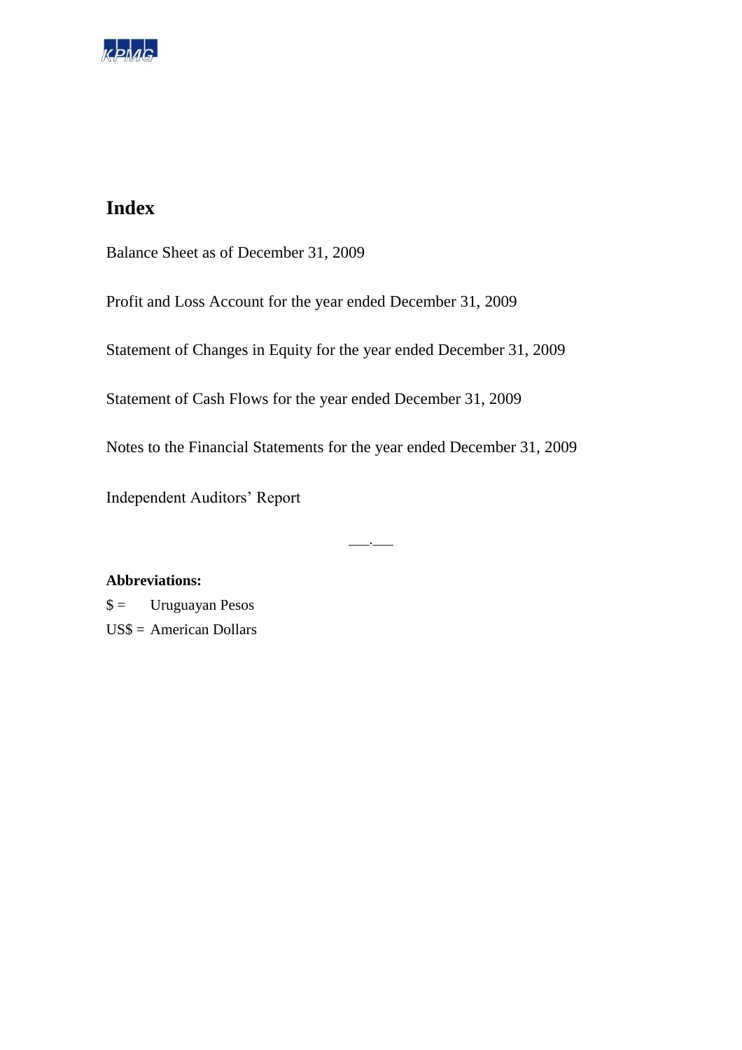# Index

Balance Sheet as of December 31, 2009

Profit and Loss Account for the year ended December 31, 2009

Statement of Changes in Equity for the year ended December 31, 2009

Statement of Cash Flows for the year ended December 31, 2009

Notes to the Financial Statements for the year ended December 31, 2009

Independent Auditors' Report

\_\_\_.\_\_\_

**Abbreviations:**

$ = Uruguayan Pesos

US$ = American Dollars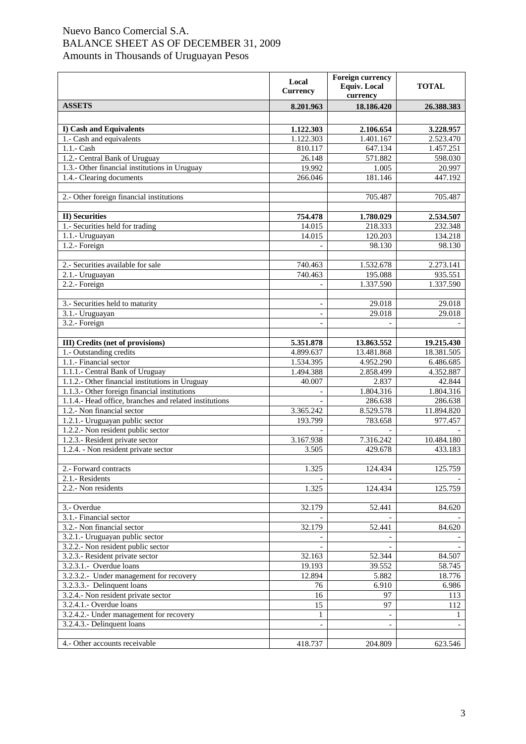# Nuevo Banco Comercial S.A.
# BALANCE SHEET AS OF DECEMBER 31, 2009
# Amounts in Thousands of Uruguayan Pesos

| | Local Currency | Foreign currency Equiv. Local currency | TOTAL |
|---|---|---|---|
| **ASSETS** | **8.201.963** | **18.186.420** | **26.388.383** |
| | | | |
| **I) Cash and Equivalents** | **1.122.303** | **2.106.654** | **3.228.957** |
| 1.- Cash and equivalents | 1.122.303 | 1.401.167 | 2.523.470 |
| 1.1.- Cash | 810.117 | 647.134 | 1.457.251 |
| 1.2.- Central Bank of Uruguay | 26.148 | 571.882 | 598.030 |
| 1.3.- Other financial institutions in Uruguay | 19.992 | 1.005 | 20.997 |
| 1.4.- Clearing documents | 266.046 | 181.146 | 447.192 |
| | | | |
| 2.- Other foreign financial institutions | | 705.487 | 705.487 |
| | | | |
| **II) Securities** | **754.478** | **1.780.029** | **2.534.507** |
| 1.- Securities held for trading | 14.015 | 218.333 | 232.348 |
| 1.1.- Uruguayan | 14.015 | 120.203 | 134.218 |
| 1.2.- Foreign | - | 98.130 | 98.130 |
| | | | |
| 2.- Securities available for sale | 740.463 | 1.532.678 | 2.273.141 |
| 2.1.- Uruguayan | 740.463 | 195.088 | 935.551 |
| 2.2.- Foreign | - | 1.337.590 | 1.337.590 |
| | | | |
| 3.- Securities held to maturity | - | 29.018 | 29.018 |
| 3.1.- Uruguayan | - | 29.018 | 29.018 |
| 3.2.- Foreign | - | - | - |
| | | | |
| **III) Credits (net of provisions)** | **5.351.878** | **13.863.552** | **19.215.430** |
| 1.- Outstanding credits | 4.899.637 | 13.481.868 | 18.381.505 |
| 1.1.- Financial sector | 1.534.395 | 4.952.290 | 6.486.685 |
| 1.1.1.- Central Bank of Uruguay | 1.494.388 | 2.858.499 | 4.352.887 |
| 1.1.2.- Other financial institutions in Uruguay | 40.007 | 2.837 | 42.844 |
| 1.1.3.- Other foreign financial institutions | - | 1.804.316 | 1.804.316 |
| 1.1.4.- Head office, branches and related institutions | - | 286.638 | 286.638 |
| 1.2.- Non financial sector | 3.365.242 | 8.529.578 | 11.894.820 |
| 1.2.1.- Uruguayan public sector | 193.799 | 783.658 | 977.457 |
| 1.2.2.- Non resident public sector | - | - | - |
| 1.2.3.- Resident private sector | 3.167.938 | 7.316.242 | 10.484.180 |
| 1.2.4. - Non resident private sector | 3.505 | 429.678 | 433.183 |
| | | | |
| 2.- Forward contracts | 1.325 | 124.434 | 125.759 |
| 2.1.- Residents | - | - | - |
| 2.2.- Non residents | 1.325 | 124.434 | 125.759 |
| | | | |
| 3.- Overdue | 32.179 | 52.441 | 84.620 |
| 3.1.- Financial sector | - | - | - |
| 3.2.- Non financial sector | 32.179 | 52.441 | 84.620 |
| 3.2.1.- Uruguayan public sector | - | - | - |
| 3.2.2.- Non resident public sector | - | - | - |
| 3.2.3.- Resident private sector | 32.163 | 52.344 | 84.507 |
| 3.2.3.1.- Overdue loans | 19.193 | 39.552 | 58.745 |
| 3.2.3.2.- Under management for recovery | 12.894 | 5.882 | 18.776 |
| 3.2.3.3.- Delinquent loans | 76 | 6.910 | 6.986 |
| 3.2.4.- Non resident private sector | 16 | 97 | 113 |
| 3.2.4.1.- Overdue loans | 15 | 97 | 112 |
| 3.2.4.2.- Under management for recovery | 1 | - | 1 |
| 3.2.4.3.- Delinquent loans | - | - | - |
| | | | |
| 4.- Other accounts receivable | 418.737 | 204.809 | 623.546 |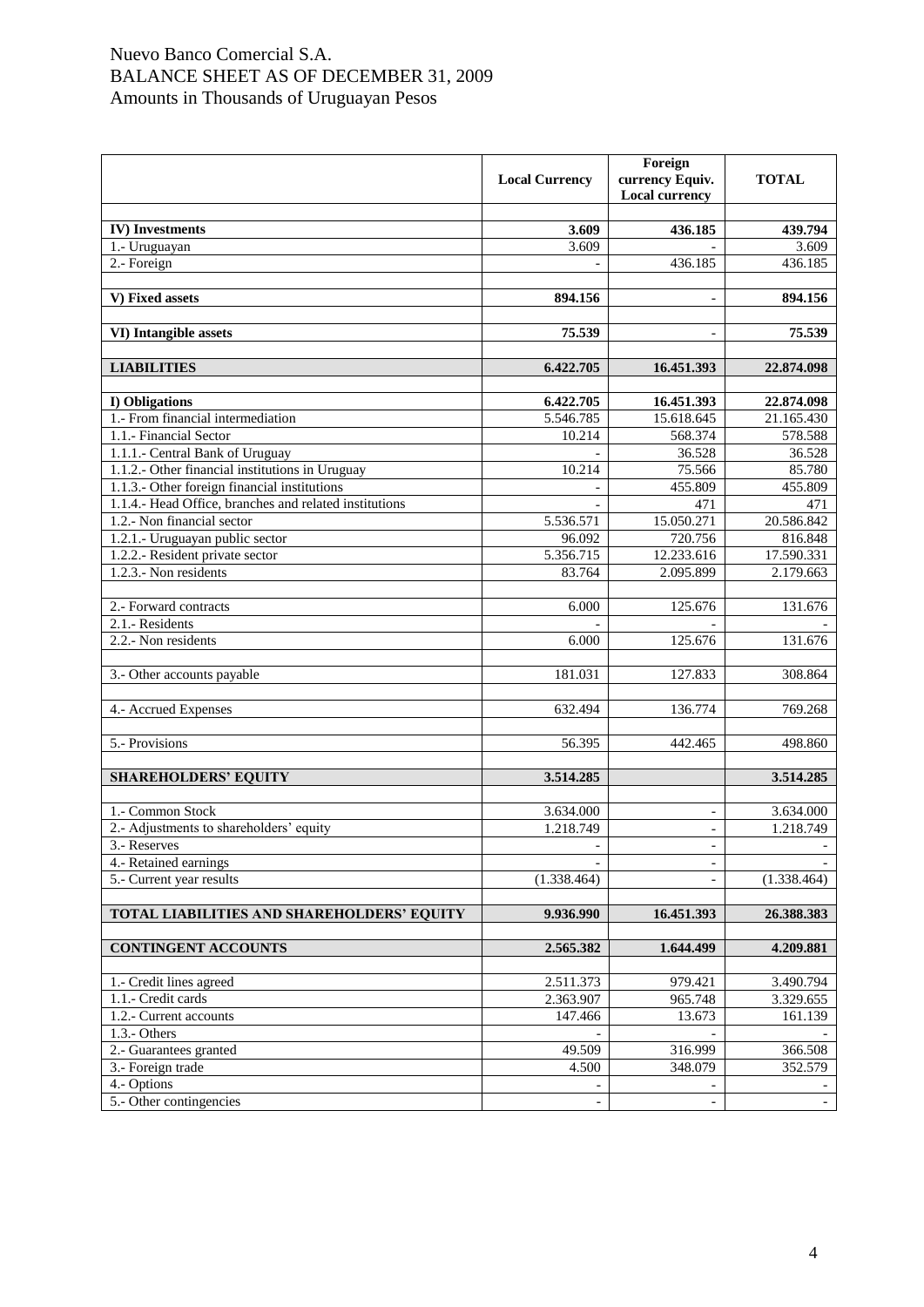# Nuevo Banco Comercial S.A.
# BALANCE SHEET AS OF DECEMBER 31, 2009
## Amounts in Thousands of Uruguayan Pesos

| | Local Currency | Foreign currency Equiv. Local currency | TOTAL |
|---|---|---|---|
| **IV) Investments** | **3.609** | **436.185** | **439.794** |
| 1.- Uruguayan | 3.609 | - | 3.609 |
| 2.- Foreign | - | 436.185 | 436.185 |
| **V) Fixed assets** | **894.156** | **-** | **894.156** |
| **VI) Intangible assets** | **75.539** | **-** | **75.539** |
| **LIABILITIES** | **6.422.705** | **16.451.393** | **22.874.098** |
| **I) Obligations** | **6.422.705** | **16.451.393** | **22.874.098** |
| 1.- From financial intermediation | 5.546.785 | 15.618.645 | 21.165.430 |
| 1.1.- Financial Sector | 10.214 | 568.374 | 578.588 |
| 1.1.1.- Central Bank of Uruguay | - | 36.528 | 36.528 |
| 1.1.2.- Other financial institutions in Uruguay | 10.214 | 75.566 | 85.780 |
| 1.1.3.- Other foreign financial institutions | - | 455.809 | 455.809 |
| 1.1.4.- Head Office, branches and related institutions | - | 471 | 471 |
| 1.2.- Non financial sector | 5.536.571 | 15.050.271 | 20.586.842 |
| 1.2.1.- Uruguayan public sector | 96.092 | 720.756 | 816.848 |
| 1.2.2.- Resident private sector | 5.356.715 | 12.233.616 | 17.590.331 |
| 1.2.3.- Non residents | 83.764 | 2.095.899 | 2.179.663 |
| 2.- Forward contracts | 6.000 | 125.676 | 131.676 |
| 2.1.- Residents | - | - | - |
| 2.2.- Non residents | 6.000 | 125.676 | 131.676 |
| 3.- Other accounts payable | 181.031 | 127.833 | 308.864 |
| 4.- Accrued Expenses | 632.494 | 136.774 | 769.268 |
| 5.- Provisions | 56.395 | 442.465 | 498.860 |
| **SHAREHOLDERS' EQUITY** | **3.514.285** | | **3.514.285** |
| 1.- Common Stock | 3.634.000 | - | 3.634.000 |
| 2.- Adjustments to shareholders' equity | 1.218.749 | - | 1.218.749 |
| 3.- Reserves | - | - | - |
| 4.- Retained earnings | - | - | - |
| 5.- Current year results | (1.338.464) | - | (1.338.464) |
| **TOTAL LIABILITIES AND SHAREHOLDERS' EQUITY** | **9.936.990** | **16.451.393** | **26.388.383** |
| **CONTINGENT ACCOUNTS** | **2.565.382** | **1.644.499** | **4.209.881** |
| 1.- Credit lines agreed | 2.511.373 | 979.421 | 3.490.794 |
| 1.1.- Credit cards | 2.363.907 | 965.748 | 3.329.655 |
| 1.2.- Current accounts | 147.466 | 13.673 | 161.139 |
| 1.3.- Others | - | - | - |
| 2.- Guarantees granted | 49.509 | 316.999 | 366.508 |
| 3.- Foreign trade | 4.500 | 348.079 | 352.579 |
| 4.- Options | - | - | - |
| 5.- Other contingencies | - | - | - |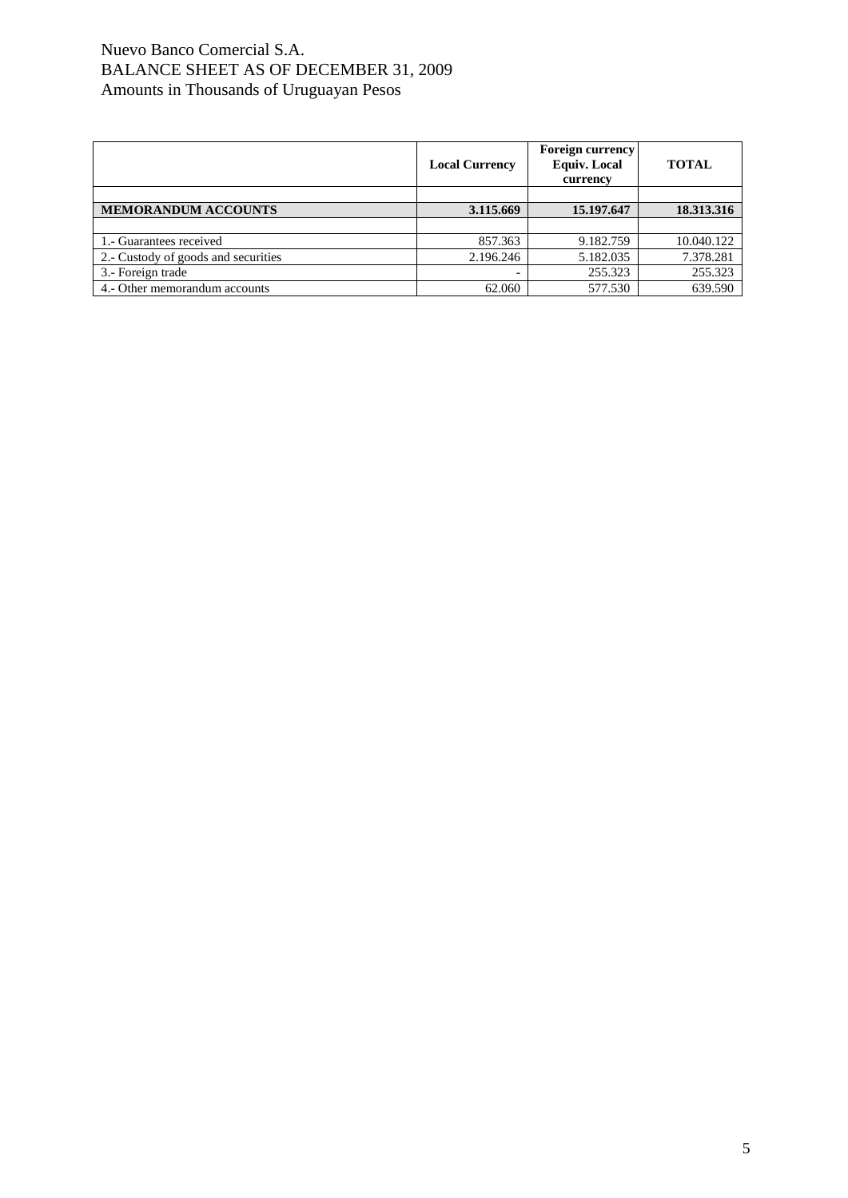Nuevo Banco Comercial S.A.
BALANCE SHEET AS OF DECEMBER 31, 2009
Amounts in Thousands of Uruguayan Pesos

| | Local Currency | Foreign currency Equiv. Local currency | TOTAL |
|---|---|---|---|
| | | | |
| **MEMORANDUM ACCOUNTS** | **3.115.669** | **15.197.647** | **18.313.316** |
| | | | |
| 1.- Guarantees received | 857.363 | 9.182.759 | 10.040.122 |
| 2.- Custody of goods and securities | 2.196.246 | 5.182.035 | 7.378.281 |
| 3.- Foreign trade | - | 255.323 | 255.323 |
| 4.- Other memorandum accounts | 62.060 | 577.530 | 639.590 |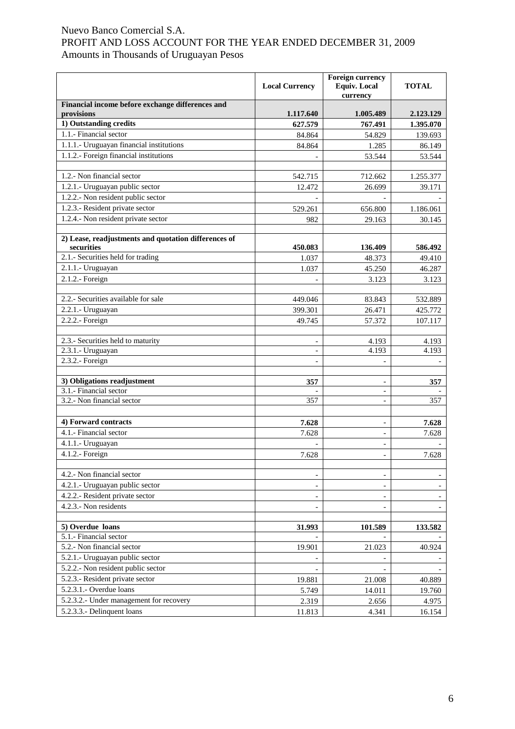Nuevo Banco Comercial S.A.
PROFIT AND LOSS ACCOUNT FOR THE YEAR ENDED DECEMBER 31, 2009
Amounts in Thousands of Uruguayan Pesos

| | Local Currency | Foreign currency Equiv. Local currency | TOTAL |
|---|---|---|---|
| **Financial income before exchange differences and provisions** | **1.117.640** | **1.005.489** | **2.123.129** |
| **1) Outstanding credits** | **627.579** | **767.491** | **1.395.070** |
| 1.1.- Financial sector | 84.864 | 54.829 | 139.693 |
| 1.1.1.- Uruguayan financial institutions | 84.864 | 1.285 | 86.149 |
| 1.1.2.- Foreign financial institutions | - | 53.544 | 53.544 |
| | | | |
| 1.2.- Non financial sector | 542.715 | 712.662 | 1.255.377 |
| 1.2.1.- Uruguayan public sector | 12.472 | 26.699 | 39.171 |
| 1.2.2.- Non resident public sector | - | - | - |
| 1.2.3.- Resident private sector | 529.261 | 656.800 | 1.186.061 |
| 1.2.4.- Non resident private sector | 982 | 29.163 | 30.145 |
| | | | |
| **2) Lease, readjustments and quotation differences of securities** | **450.083** | **136.409** | **586.492** |
| 2.1.- Securities held for trading | 1.037 | 48.373 | 49.410 |
| 2.1.1.- Uruguayan | 1.037 | 45.250 | 46.287 |
| 2.1.2.- Foreign | - | 3.123 | 3.123 |
| | | | |
| 2.2.- Securities available for sale | 449.046 | 83.843 | 532.889 |
| 2.2.1.- Uruguayan | 399.301 | 26.471 | 425.772 |
| 2.2.2.- Foreign | 49.745 | 57.372 | 107.117 |
| | | | |
| 2.3.- Securities held to maturity | - | 4.193 | 4.193 |
| 2.3.1.- Uruguayan | - | 4.193 | 4.193 |
| 2.3.2.- Foreign | - | - | - |
| | | | |
| **3) Obligations readjustment** | **357** | - | **357** |
| 3.1.- Financial sector | - | - | - |
| 3.2.- Non financial sector | 357 | - | 357 |
| | | | |
| **4) Forward contracts** | **7.628** | - | **7.628** |
| 4.1.- Financial sector | 7.628 | - | 7.628 |
| 4.1.1.- Uruguayan | - | - | - |
| 4.1.2.- Foreign | 7.628 | - | 7.628 |
| | | | |
| 4.2.- Non financial sector | - | - | - |
| 4.2.1.- Uruguayan public sector | - | - | - |
| 4.2.2.- Resident private sector | - | - | - |
| 4.2.3.- Non residents | - | - | - |
| | | | |
| **5) Overdue loans** | **31.993** | **101.589** | **133.582** |
| 5.1.- Financial sector | - | - | - |
| 5.2.- Non financial sector | 19.901 | 21.023 | 40.924 |
| 5.2.1.- Uruguayan public sector | - | - | - |
| 5.2.2.- Non resident public sector | - | - | - |
| 5.2.3.- Resident private sector | 19.881 | 21.008 | 40.889 |
| 5.2.3.1.- Overdue loans | 5.749 | 14.011 | 19.760 |
| 5.2.3.2.- Under management for recovery | 2.319 | 2.656 | 4.975 |
| 5.2.3.3.- Delinquent loans | 11.813 | 4.341 | 16.154 |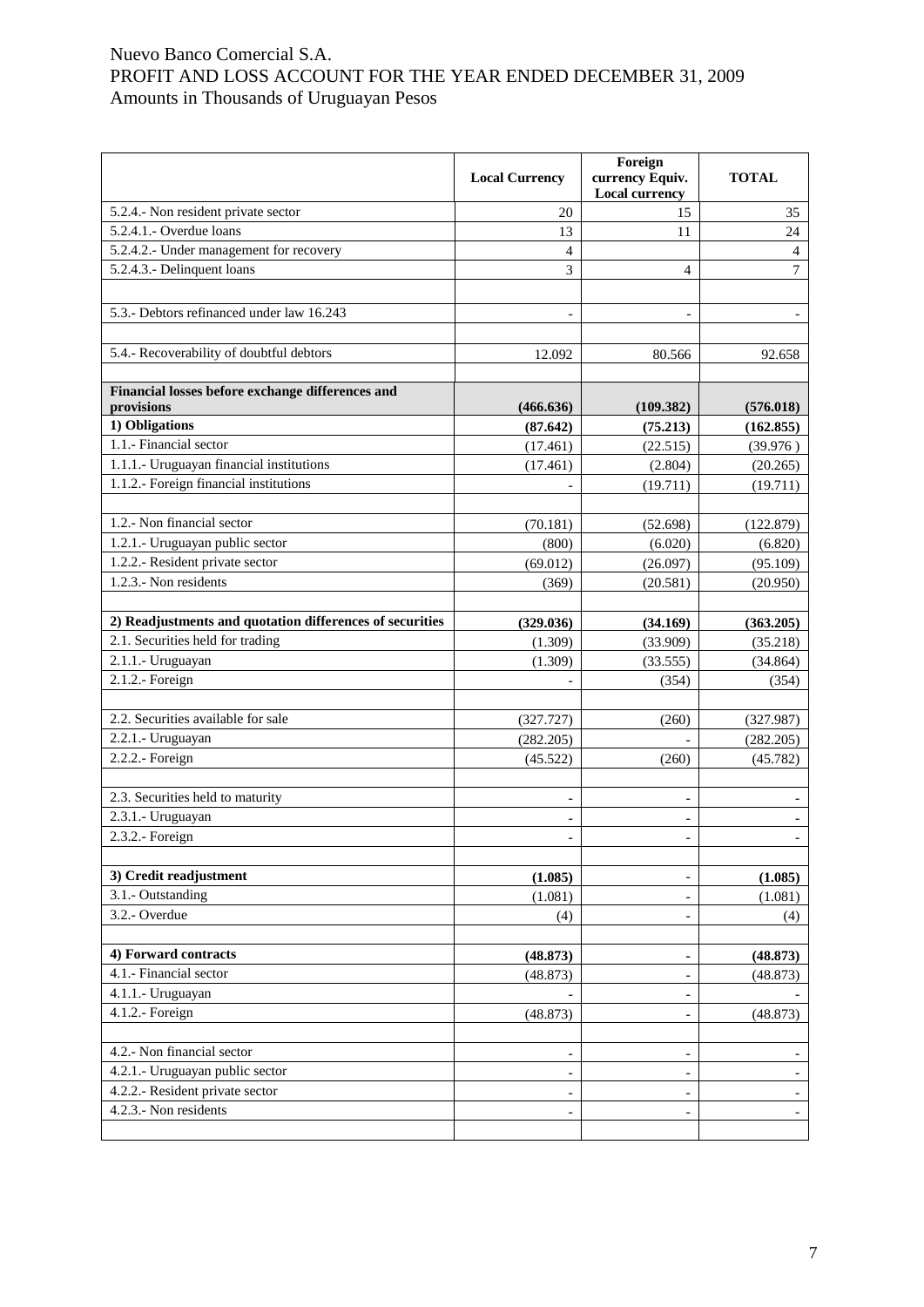Nuevo Banco Comercial S.A.
PROFIT AND LOSS ACCOUNT FOR THE YEAR ENDED DECEMBER 31, 2009
Amounts in Thousands of Uruguayan Pesos

| | Local Currency | Foreign currency Equiv. Local currency | TOTAL |
|---|---|---|---|
| 5.2.4.- Non resident private sector | 20 | 15 | 35 |
| 5.2.4.1.- Overdue loans | 13 | 11 | 24 |
| 5.2.4.2.- Under management for recovery | 4 | | 4 |
| 5.2.4.3.- Delinquent loans | 3 | 4 | 7 |
| | | | |
| 5.3.- Debtors refinanced under law 16.243 | - | - | - |
| | | | |
| 5.4.- Recoverability of doubtful debtors | 12.092 | 80.566 | 92.658 |
| | | | |
| **Financial losses before exchange differences and provisions** | **(466.636)** | **(109.382)** | **(576.018)** |
| **1) Obligations** | **(87.642)** | **(75.213)** | **(162.855)** |
| 1.1.- Financial sector | (17.461) | (22.515) | (39.976 ) |
| 1.1.1.- Uruguayan financial institutions | (17.461) | (2.804) | (20.265) |
| 1.1.2.- Foreign financial institutions | - | (19.711) | (19.711) |
| | | | |
| 1.2.- Non financial sector | (70.181) | (52.698) | (122.879) |
| 1.2.1.- Uruguayan public sector | (800) | (6.020) | (6.820) |
| 1.2.2.- Resident private sector | (69.012) | (26.097) | (95.109) |
| 1.2.3.- Non residents | (369) | (20.581) | (20.950) |
| | | | |
| **2) Readjustments and quotation differences of securities** | **(329.036)** | **(34.169)** | **(363.205)** |
| 2.1. Securities held for trading | (1.309) | (33.909) | (35.218) |
| 2.1.1.- Uruguayan | (1.309) | (33.555) | (34.864) |
| 2.1.2.- Foreign | - | (354) | (354) |
| | | | |
| 2.2. Securities available for sale | (327.727) | (260) | (327.987) |
| 2.2.1.- Uruguayan | (282.205) | - | (282.205) |
| 2.2.2.- Foreign | (45.522) | (260) | (45.782) |
| | | | |
| 2.3. Securities held to maturity | - | - | - |
| 2.3.1.- Uruguayan | - | - | - |
| 2.3.2.- Foreign | - | - | - |
| | | | |
| **3) Credit readjustment** | **(1.085)** | - | **(1.085)** |
| 3.1.- Outstanding | (1.081) | - | (1.081) |
| 3.2.- Overdue | (4) | - | (4) |
| | | | |
| **4) Forward contracts** | **(48.873)** | - | **(48.873)** |
| 4.1.- Financial sector | (48.873) | - | (48.873) |
| 4.1.1.- Uruguayan | - | - | - |
| 4.1.2.- Foreign | (48.873) | - | (48.873) |
| | | | |
| 4.2.- Non financial sector | - | - | - |
| 4.2.1.- Uruguayan public sector | - | - | - |
| 4.2.2.- Resident private sector | - | - | - |
| 4.2.3.- Non residents | - | - | - |
| | | | |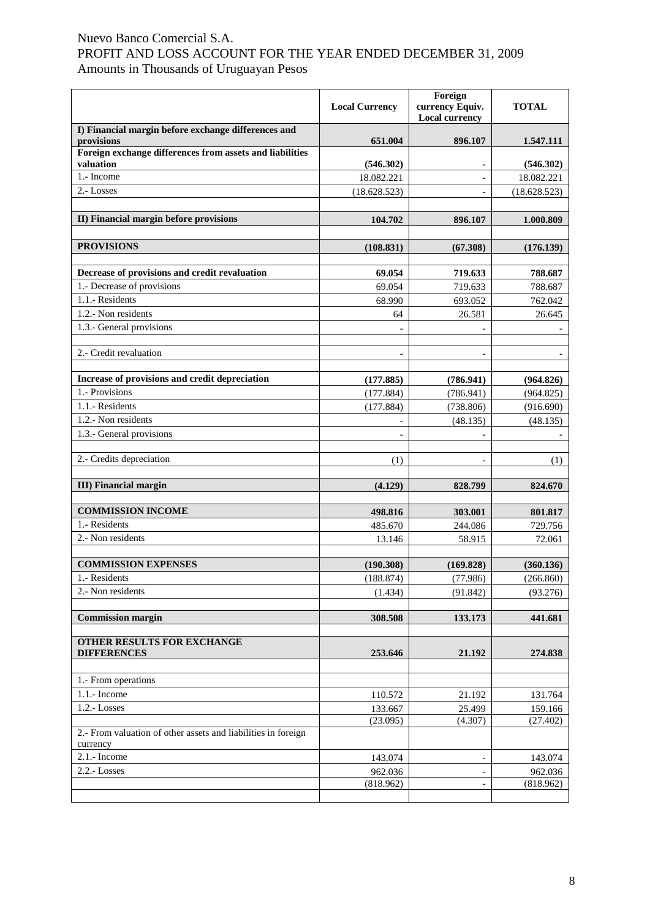Nuevo Banco Comercial S.A.
PROFIT AND LOSS ACCOUNT FOR THE YEAR ENDED DECEMBER 31, 2009
Amounts in Thousands of Uruguayan Pesos

| | Local Currency | Foreign currency Equiv. Local currency | TOTAL |
|---|---|---|---|
| **I) Financial margin before exchange differences and provisions** | **651.004** | **896.107** | **1.547.111** |
| **Foreign exchange differences from assets and liabilities valuation** | **(546.302)** | **-** | **(546.302)** |
| 1.- Income | 18.082.221 | - | 18.082.221 |
| 2.- Losses | (18.628.523) | - | (18.628.523) |
| | | | |
| **II) Financial margin before provisions** | **104.702** | **896.107** | **1.000.809** |
| | | | |
| **PROVISIONS** | **(108.831)** | **(67.308)** | **(176.139)** |
| | | | |
| **Decrease of provisions and credit revaluation** | **69.054** | **719.633** | **788.687** |
| 1.- Decrease of provisions | 69.054 | 719.633 | 788.687 |
| 1.1.- Residents | 68.990 | 693.052 | 762.042 |
| 1.2.- Non residents | 64 | 26.581 | 26.645 |
| 1.3.- General provisions | - | - | - |
| | | | |
| 2.- Credit revaluation | - | - | - |
| | | | |
| **Increase of provisions and credit depreciation** | **(177.885)** | **(786.941)** | **(964.826)** |
| 1.- Provisions | (177.884) | (786.941) | (964.825) |
| 1.1.- Residents | (177.884) | (738.806) | (916.690) |
| 1.2.- Non residents | - | (48.135) | (48.135) |
| 1.3.- General provisions | - | - | - |
| | | | |
| 2.- Credits depreciation | (1) | - | (1) |
| | | | |
| **III) Financial margin** | **(4.129)** | **828.799** | **824.670** |
| | | | |
| **COMMISSION INCOME** | **498.816** | **303.001** | **801.817** |
| 1.- Residents | 485.670 | 244.086 | 729.756 |
| 2.- Non residents | 13.146 | 58.915 | 72.061 |
| | | | |
| **COMMISSION EXPENSES** | **(190.308)** | **(169.828)** | **(360.136)** |
| 1.- Residents | (188.874) | (77.986) | (266.860) |
| 2.- Non residents | (1.434) | (91.842) | (93.276) |
| | | | |
| **Commission margin** | **308.508** | **133.173** | **441.681** |
| | | | |
| **OTHER RESULTS FOR EXCHANGE DIFFERENCES** | **253.646** | **21.192** | **274.838** |
| | | | |
| 1.- From operations | | | |
| 1.1.- Income | 110.572 | 21.192 | 131.764 |
| 1.2.- Losses | 133.667 | 25.499 | 159.166 |
| | (23.095) | (4.307) | (27.402) |
| 2.- From valuation of other assets and liabilities in foreign currency | | | |
| 2.1.- Income | 143.074 | - | 143.074 |
| 2.2.- Losses | 962.036 | - | 962.036 |
| | (818.962) | - | (818.962) |
| | | | |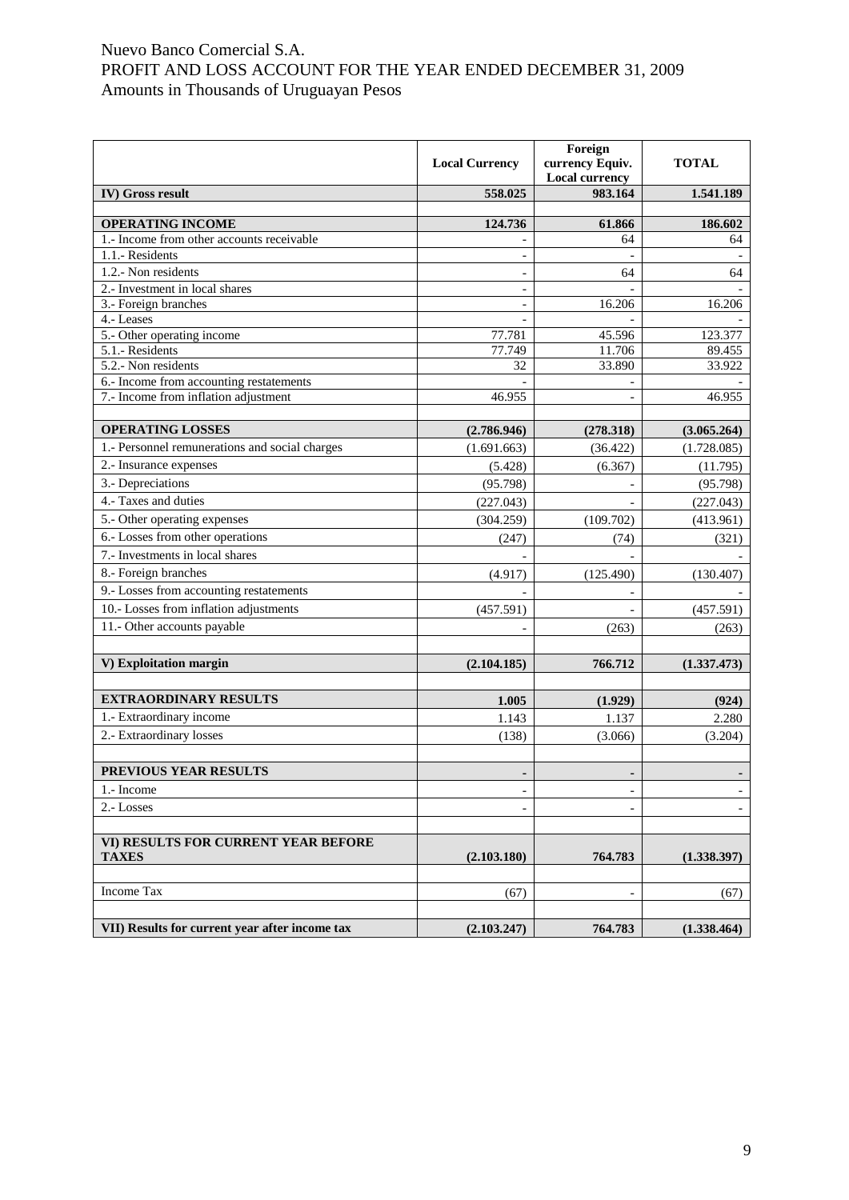Nuevo Banco Comercial S.A.
PROFIT AND LOSS ACCOUNT FOR THE YEAR ENDED DECEMBER 31, 2009
Amounts in Thousands of Uruguayan Pesos

| | Local Currency | Foreign currency Equiv. Local currency | TOTAL |
|---|---|---|---|
| **IV) Gross result** | **558.025** | **983.164** | **1.541.189** |
| | | | |
| **OPERATING INCOME** | **124.736** | **61.866** | **186.602** |
| 1.- Income from other accounts receivable | - | 64 | 64 |
| 1.1.- Residents | - | - | - |
| 1.2.- Non residents | - | 64 | 64 |
| 2.- Investment in local shares | - | - | - |
| 3.- Foreign branches | - | 16.206 | 16.206 |
| 4.- Leases | - | - | - |
| 5.- Other operating income | 77.781 | 45.596 | 123.377 |
| 5.1.- Residents | 77.749 | 11.706 | 89.455 |
| 5.2.- Non residents | 32 | 33.890 | 33.922 |
| 6.- Income from accounting restatements | - | - | - |
| 7.- Income from inflation adjustment | 46.955 | - | 46.955 |
| | | | |
| **OPERATING LOSSES** | **(2.786.946)** | **(278.318)** | **(3.065.264)** |
| 1.- Personnel remunerations and social charges | (1.691.663) | (36.422) | (1.728.085) |
| 2.- Insurance expenses | (5.428) | (6.367) | (11.795) |
| 3.- Depreciations | (95.798) | - | (95.798) |
| 4.- Taxes and duties | (227.043) | - | (227.043) |
| 5.- Other operating expenses | (304.259) | (109.702) | (413.961) |
| 6.- Losses from other operations | (247) | (74) | (321) |
| 7.- Investments in local shares | - | - | - |
| 8.- Foreign branches | (4.917) | (125.490) | (130.407) |
| 9.- Losses from accounting restatements | - | - | - |
| 10.- Losses from inflation adjustments | (457.591) | - | (457.591) |
| 11.- Other accounts payable | - | (263) | (263) |
| | | | |
| **V) Exploitation margin** | **(2.104.185)** | **766.712** | **(1.337.473)** |
| | | | |
| **EXTRAORDINARY RESULTS** | **1.005** | **(1.929)** | **(924)** |
| 1.- Extraordinary income | 1.143 | 1.137 | 2.280 |
| 2.- Extraordinary losses | (138) | (3.066) | (3.204) |
| | | | |
| **PREVIOUS YEAR RESULTS** | **-** | **-** | **-** |
| 1.- Income | - | - | - |
| 2.- Losses | - | - | - |
| | | | |
| **VI) RESULTS FOR CURRENT YEAR BEFORE TAXES** | **(2.103.180)** | **764.783** | **(1.338.397)** |
| | | | |
| Income Tax | (67) | - | (67) |
| | | | |
| **VII) Results for current year after income tax** | **(2.103.247)** | **764.783** | **(1.338.464)** |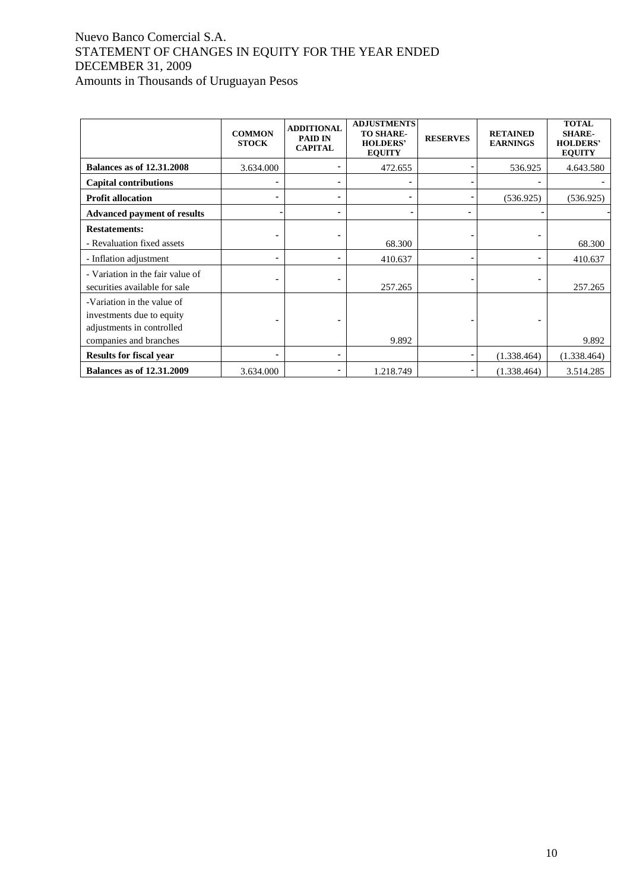Nuevo Banco Comercial S.A.
STATEMENT OF CHANGES IN EQUITY FOR THE YEAR ENDED DECEMBER 31, 2009
Amounts in Thousands of Uruguayan Pesos

| | COMMON STOCK | ADDITIONAL PAID IN CAPITAL | ADJUSTMENTS TO SHARE-HOLDERS' EQUITY | RESERVES | RETAINED EARNINGS | TOTAL SHARE-HOLDERS' EQUITY |
|---|---|---|---|---|---|---|
| **Balances as of 12.31.2008** | 3.634.000 | - | 472.655 | - | 536.925 | 4.643.580 |
| **Capital contributions** | - | - | - | - | - | - |
| **Profit allocation** | - | - | - | - | (536.925) | (536.925) |
| **Advanced payment of results** | - | - | - | - | - | - |
| **Restatements:** | | | | | | |
| - Revaluation fixed assets | - | - | 68.300 | - | - | 68.300 |
| - Inflation adjustment | - | - | 410.637 | - | - | 410.637 |
| - Variation in the fair value of securities available for sale | - | - | 257.265 | - | - | 257.265 |
| -Variation in the value of investments due to equity adjustments in controlled companies and branches | - | - | 9.892 | - | - | 9.892 |
| **Results for fiscal year** | - | - | | - | (1.338.464) | (1.338.464) |
| **Balances as of 12.31.2009** | 3.634.000 | - | 1.218.749 | - | (1.338.464) | 3.514.285 |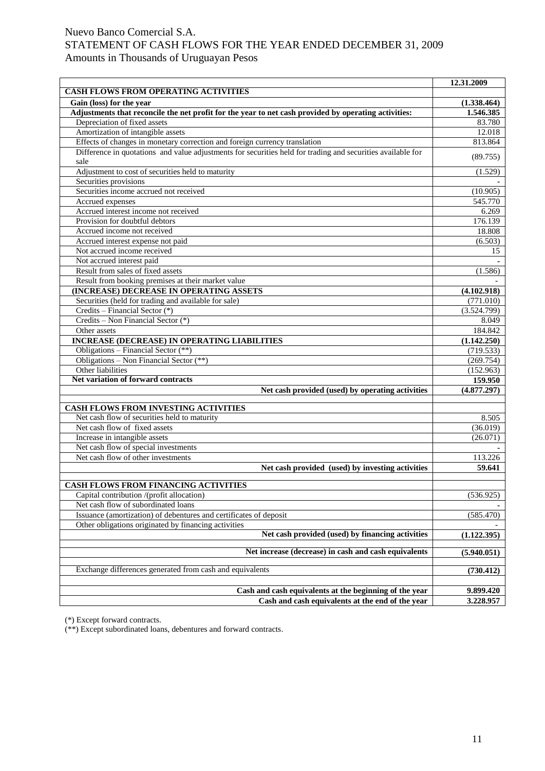# Nuevo Banco Comercial S.A.
## STATEMENT OF CASH FLOWS FOR THE YEAR ENDED DECEMBER 31, 2009
### Amounts in Thousands of Uruguayan Pesos

| | 12.31.2009 |
|---|---|
| **CASH FLOWS FROM OPERATING ACTIVITIES** | |
| **Gain (loss) for the year** | **(1.338.464)** |
| **Adjustments that reconcile the net profit for the year to net cash provided by operating activities:** | **1.546.385** |
| Depreciation of fixed assets | 83.780 |
| Amortization of intangible assets | 12.018 |
| Effects of changes in monetary correction and foreign currency translation | 813.864 |
| Difference in quotations and value adjustments for securities held for trading and securities available for sale | (89.755) |
| Adjustment to cost of securities held to maturity | (1.529) |
| Securities provisions | - |
| Securities income accrued not received | (10.905) |
| Accrued expenses | 545.770 |
| Accrued interest income not received | 6.269 |
| Provision for doubtful debtors | 176.139 |
| Accrued income not received | 18.808 |
| Accrued interest expense not paid | (6.503) |
| Not accrued income received | 15 |
| Not accrued interest paid | - |
| Result from sales of fixed assets | (1.586) |
| Result from booking premises at their market value | - |
| **(INCREASE) DECREASE IN OPERATING ASSETS** | **(4.102.918)** |
| Securities (held for trading and available for sale) | (771.010) |
| Credits – Financial Sector (*) | (3.524.799) |
| Credits – Non Financial Sector (*) | 8.049 |
| Other assets | 184.842 |
| **INCREASE (DECREASE) IN OPERATING LIABILITIES** | **(1.142.250)** |
| Obligations – Financial Sector (**) | (719.533) |
| Obligations – Non Financial Sector (**) | (269.754) |
| Other liabilities | (152.963) |
| **Net variation of forward contracts** | **159.950** |
| **Net cash provided (used) by operating activities** | **(4.877.297)** |
| | |
| **CASH FLOWS FROM INVESTING ACTIVITIES** | |
| Net cash flow of securities held to maturity | 8.505 |
| Net cash flow of fixed assets | (36.019) |
| Increase in intangible assets | (26.071) |
| Net cash flow of special investments | - |
| Net cash flow of other investments | 113.226 |
| **Net cash provided (used) by investing activities** | **59.641** |
| | |
| **CASH FLOWS FROM FINANCING ACTIVITIES** | |
| Capital contribution /(profit allocation) | (536.925) |
| Net cash flow of subordinated loans | - |
| Issuance (amortization) of debentures and certificates of deposit | (585.470) |
| Other obligations originated by financing activities | - |
| **Net cash provided (used) by financing activities** | **(1.122.395)** |
| | |
| **Net increase (decrease) in cash and cash equivalents** | **(5.940.051)** |
| | |
| Exchange differences generated from cash and equivalents | **(730.412)** |
| | |
| **Cash and cash equivalents at the beginning of the year** | **9.899.420** |
| **Cash and cash equivalents at the end of the year** | **3.228.957** |

(*) Except forward contracts.

(**) Except subordinated loans, debentures and forward contracts.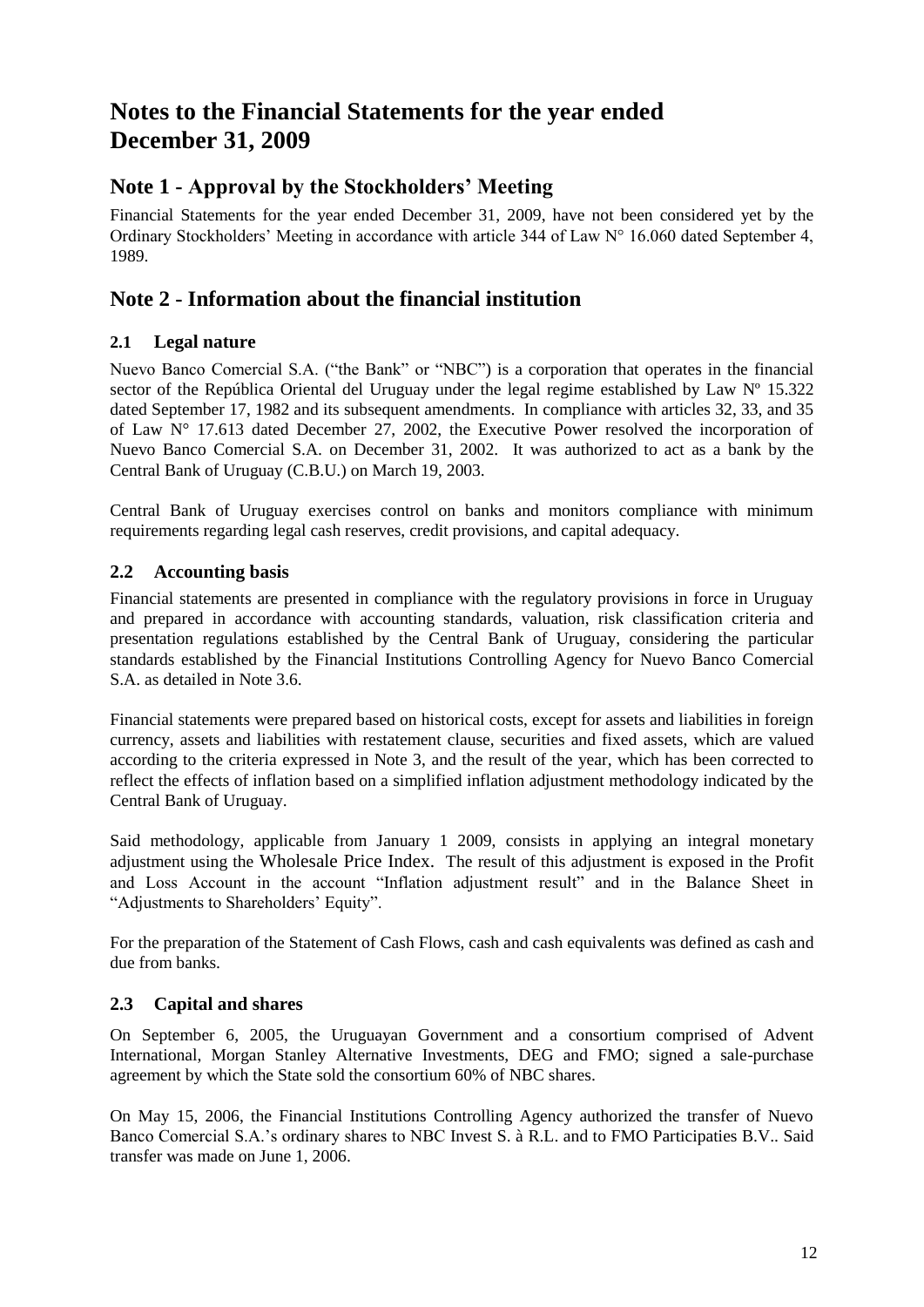# Notes to the Financial Statements for the year ended December 31, 2009

## Note 1 - Approval by the Stockholders' Meeting

Financial Statements for the year ended December 31, 2009, have not been considered yet by the Ordinary Stockholders' Meeting in accordance with article 344 of Law N° 16.060 dated September 4, 1989.

## Note 2 - Information about the financial institution

### 2.1 Legal nature

Nuevo Banco Comercial S.A. ("the Bank" or "NBC") is a corporation that operates in the financial sector of the República Oriental del Uruguay under the legal regime established by Law Nº 15.322 dated September 17, 1982 and its subsequent amendments. In compliance with articles 32, 33, and 35 of Law N° 17.613 dated December 27, 2002, the Executive Power resolved the incorporation of Nuevo Banco Comercial S.A. on December 31, 2002. It was authorized to act as a bank by the Central Bank of Uruguay (C.B.U.) on March 19, 2003.

Central Bank of Uruguay exercises control on banks and monitors compliance with minimum requirements regarding legal cash reserves, credit provisions, and capital adequacy.

### 2.2 Accounting basis

Financial statements are presented in compliance with the regulatory provisions in force in Uruguay and prepared in accordance with accounting standards, valuation, risk classification criteria and presentation regulations established by the Central Bank of Uruguay, considering the particular standards established by the Financial Institutions Controlling Agency for Nuevo Banco Comercial S.A. as detailed in Note 3.6.

Financial statements were prepared based on historical costs, except for assets and liabilities in foreign currency, assets and liabilities with restatement clause, securities and fixed assets, which are valued according to the criteria expressed in Note 3, and the result of the year, which has been corrected to reflect the effects of inflation based on a simplified inflation adjustment methodology indicated by the Central Bank of Uruguay.

Said methodology, applicable from January 1 2009, consists in applying an integral monetary adjustment using the Wholesale Price Index. The result of this adjustment is exposed in the Profit and Loss Account in the account "Inflation adjustment result" and in the Balance Sheet in "Adjustments to Shareholders' Equity".

For the preparation of the Statement of Cash Flows, cash and cash equivalents was defined as cash and due from banks.

### 2.3 Capital and shares

On September 6, 2005, the Uruguayan Government and a consortium comprised of Advent International, Morgan Stanley Alternative Investments, DEG and FMO; signed a sale-purchase agreement by which the State sold the consortium 60% of NBC shares.

On May 15, 2006, the Financial Institutions Controlling Agency authorized the transfer of Nuevo Banco Comercial S.A.'s ordinary shares to NBC Invest S. à R.L. and to FMO Participaties B.V.. Said transfer was made on June 1, 2006.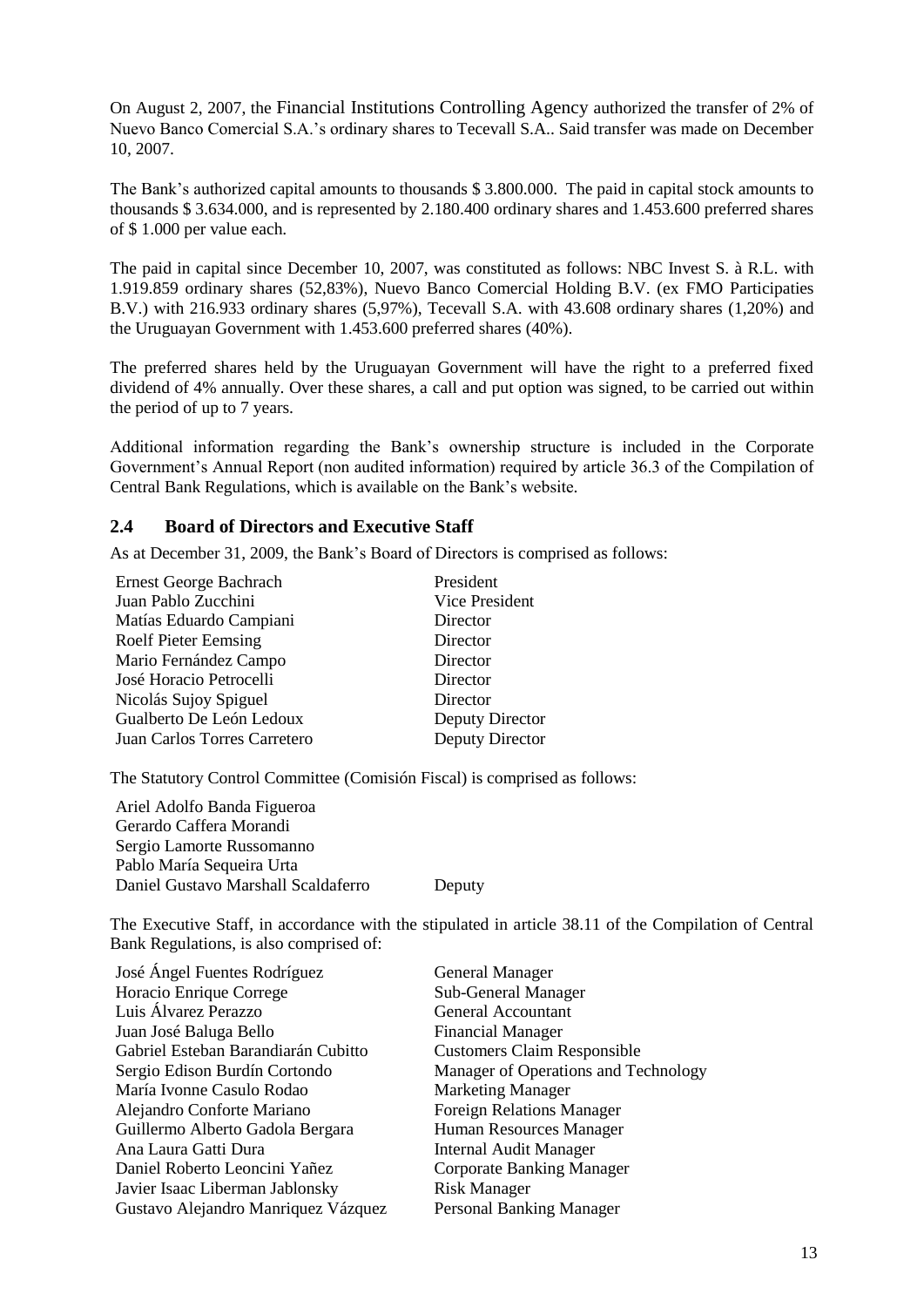On August 2, 2007, the Financial Institutions Controlling Agency authorized the transfer of 2% of Nuevo Banco Comercial S.A.'s ordinary shares to Tecevall S.A.. Said transfer was made on December 10, 2007.

The Bank's authorized capital amounts to thousands $ 3.800.000. The paid in capital stock amounts to thousands $ 3.634.000, and is represented by 2.180.400 ordinary shares and 1.453.600 preferred shares of $ 1.000 per value each.

The paid in capital since December 10, 2007, was constituted as follows: NBC Invest S. à R.L. with 1.919.859 ordinary shares (52,83%), Nuevo Banco Comercial Holding B.V. (ex FMO Participaties B.V.) with 216.933 ordinary shares (5,97%), Tecevall S.A. with 43.608 ordinary shares (1,20%) and the Uruguayan Government with 1.453.600 preferred shares (40%).

The preferred shares held by the Uruguayan Government will have the right to a preferred fixed dividend of 4% annually. Over these shares, a call and put option was signed, to be carried out within the period of up to 7 years.

Additional information regarding the Bank's ownership structure is included in the Corporate Government's Annual Report (non audited information) required by article 36.3 of the Compilation of Central Bank Regulations, which is available on the Bank's website.

## 2.4 Board of Directors and Executive Staff

As at December 31, 2009, the Bank's Board of Directors is comprised as follows:

| | |
|---|---|
| Ernest George Bachrach | President |
| Juan Pablo Zucchini | Vice President |
| Matías Eduardo Campiani | Director |
| Roelf Pieter Eemsing | Director |
| Mario Fernández Campo | Director |
| José Horacio Petrocelli | Director |
| Nicolás Sujoy Spiguel | Director |
| Gualberto De León Ledoux | Deputy Director |
| Juan Carlos Torres Carretero | Deputy Director |

The Statutory Control Committee (Comisión Fiscal) is comprised as follows:

| | |
|---|---|
| Ariel Adolfo Banda Figueroa | |
| Gerardo Caffera Morandi | |
| Sergio Lamorte Russomanno | |
| Pablo María Sequeira Urta | |
| Daniel Gustavo Marshall Scaldaferro | Deputy |

The Executive Staff, in accordance with the stipulated in article 38.11 of the Compilation of Central Bank Regulations, is also comprised of:

| | |
|---|---|
| José Ángel Fuentes Rodríguez | General Manager |
| Horacio Enrique Correge | Sub-General Manager |
| Luis Álvarez Perazzo | General Accountant |
| Juan José Baluga Bello | Financial Manager |
| Gabriel Esteban Barandiarán Cubitto | Customers Claim Responsible |
| Sergio Edison Burdín Cortondo | Manager of Operations and Technology |
| María Ivonne Casulo Rodao | Marketing Manager |
| Alejandro Conforte Mariano | Foreign Relations Manager |
| Guillermo Alberto Gadola Bergara | Human Resources Manager |
| Ana Laura Gatti Dura | Internal Audit Manager |
| Daniel Roberto Leoncini Yañez | Corporate Banking Manager |
| Javier Isaac Liberman Jablonsky | Risk Manager |
| Gustavo Alejandro Manriquez Vázquez | Personal Banking Manager |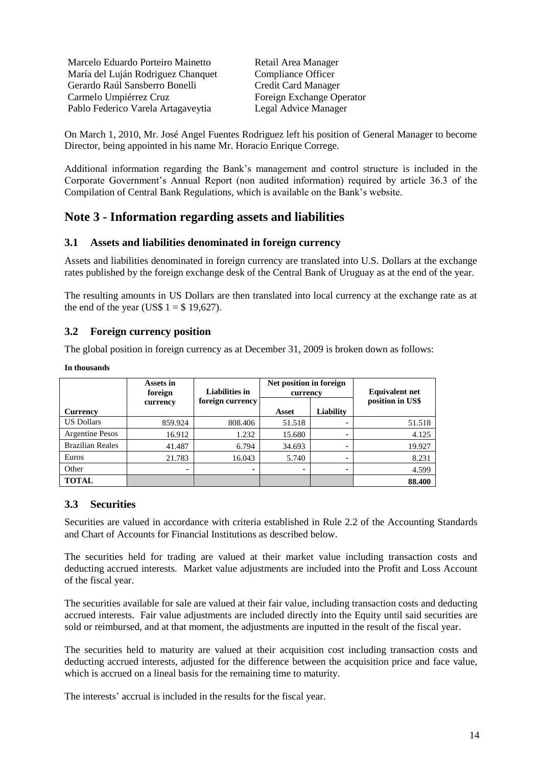| | |
|---|---|
| Marcelo Eduardo Porteiro Mainetto | Retail Area Manager |
| María del Luján Rodriguez Chanquet | Compliance Officer |
| Gerardo Raúl Sansberro Bonelli | Credit Card Manager |
| Carmelo Umpiérrez Cruz | Foreign Exchange Operator |
| Pablo Federico Varela Artagaveytia | Legal Advice Manager |

On March 1, 2010, Mr. José Angel Fuentes Rodriguez left his position of General Manager to become Director, being appointed in his name Mr. Horacio Enrique Correge.

Additional information regarding the Bank's management and control structure is included in the Corporate Government's Annual Report (non audited information) required by article 36.3 of the Compilation of Central Bank Regulations, which is available on the Bank's website.

# Note 3 - Information regarding assets and liabilities

## 3.1 Assets and liabilities denominated in foreign currency

Assets and liabilities denominated in foreign currency are translated into U.S. Dollars at the exchange rates published by the foreign exchange desk of the Central Bank of Uruguay as at the end of the year.

The resulting amounts in US Dollars are then translated into local currency at the exchange rate as at the end of the year (US$ 1 = $ 19,627).

## 3.2 Foreign currency position

The global position in foreign currency as at December 31, 2009 is broken down as follows:

**In thousands**

| Currency | Assets in foreign currency | Liabilities in foreign currency | Net position in foreign currency | | Equivalent net position in US$ |
|---|---|---|---|---|---|
| | | | Asset | Liability | |
| US Dollars | 859.924 | 808.406 | 51.518 | - | 51.518 |
| Argentine Pesos | 16.912 | 1.232 | 15.680 | - | 4.125 |
| Brazilian Reales | 41.487 | 6.794 | 34.693 | - | 19.927 |
| Euros | 21.783 | 16.043 | 5.740 | - | 8.231 |
| Other | - | - | - | - | 4.599 |
| **TOTAL** | | | | | **88.400** |

## 3.3 Securities

Securities are valued in accordance with criteria established in Rule 2.2 of the Accounting Standards and Chart of Accounts for Financial Institutions as described below.

The securities held for trading are valued at their market value including transaction costs and deducting accrued interests. Market value adjustments are included into the Profit and Loss Account of the fiscal year.

The securities available for sale are valued at their fair value, including transaction costs and deducting accrued interests. Fair value adjustments are included directly into the Equity until said securities are sold or reimbursed, and at that moment, the adjustments are inputted in the result of the fiscal year.

The securities held to maturity are valued at their acquisition cost including transaction costs and deducting accrued interests, adjusted for the difference between the acquisition price and face value, which is accrued on a lineal basis for the remaining time to maturity.

The interests' accrual is included in the results for the fiscal year.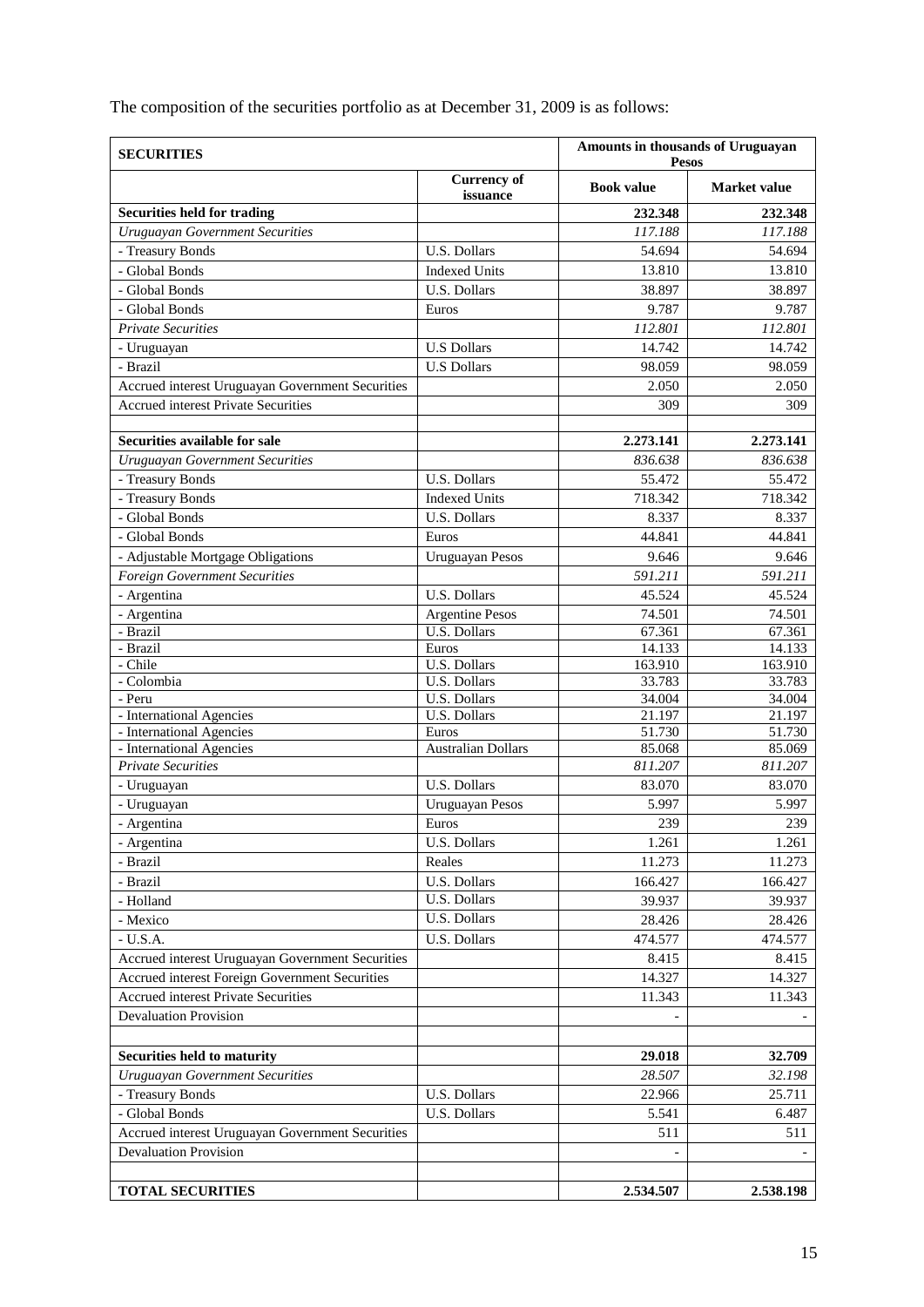The composition of the securities portfolio as at December 31, 2009 is as follows:

| SECURITIES | | Amounts in thousands of Uruguayan Pesos | |
|---|---|---|---|
| | Currency of issuance | Book value | Market value |
| **Securities held for trading** | | **232.348** | **232.348** |
| *Uruguayan Government Securities* | | *117.188* | *117.188* |
| - Treasury Bonds | U.S. Dollars | 54.694 | 54.694 |
| - Global Bonds | Indexed Units | 13.810 | 13.810 |
| - Global Bonds | U.S. Dollars | 38.897 | 38.897 |
| - Global Bonds | Euros | 9.787 | 9.787 |
| *Private Securities* | | *112.801* | *112.801* |
| - Uruguayan | U.S Dollars | 14.742 | 14.742 |
| - Brazil | U.S Dollars | 98.059 | 98.059 |
| Accrued interest Uruguayan Government Securities | | 2.050 | 2.050 |
| Accrued interest Private Securities | | 309 | 309 |
| | | | |
| **Securities available for sale** | | **2.273.141** | **2.273.141** |
| *Uruguayan Government Securities* | | *836.638* | *836.638* |
| - Treasury Bonds | U.S. Dollars | 55.472 | 55.472 |
| - Treasury Bonds | Indexed Units | 718.342 | 718.342 |
| - Global Bonds | U.S. Dollars | 8.337 | 8.337 |
| - Global Bonds | Euros | 44.841 | 44.841 |
| - Adjustable Mortgage Obligations | Uruguayan Pesos | 9.646 | 9.646 |
| *Foreign Government Securities* | | *591.211* | *591.211* |
| - Argentina | U.S. Dollars | 45.524 | 45.524 |
| - Argentina | Argentine Pesos | 74.501 | 74.501 |
| - Brazil | U.S. Dollars | 67.361 | 67.361 |
| - Brazil | Euros | 14.133 | 14.133 |
| - Chile | U.S. Dollars | 163.910 | 163.910 |
| - Colombia | U.S. Dollars | 33.783 | 33.783 |
| - Peru | U.S. Dollars | 34.004 | 34.004 |
| - International Agencies | U.S. Dollars | 21.197 | 21.197 |
| - International Agencies | Euros | 51.730 | 51.730 |
| - International Agencies | Australian Dollars | 85.068 | 85.069 |
| *Private Securities* | | *811.207* | *811.207* |
| - Uruguayan | U.S. Dollars | 83.070 | 83.070 |
| - Uruguayan | Uruguayan Pesos | 5.997 | 5.997 |
| - Argentina | Euros | 239 | 239 |
| - Argentina | U.S. Dollars | 1.261 | 1.261 |
| - Brazil | Reales | 11.273 | 11.273 |
| - Brazil | U.S. Dollars | 166.427 | 166.427 |
| - Holland | U.S. Dollars | 39.937 | 39.937 |
| - Mexico | U.S. Dollars | 28.426 | 28.426 |
| - U.S.A. | U.S. Dollars | 474.577 | 474.577 |
| Accrued interest Uruguayan Government Securities | | 8.415 | 8.415 |
| Accrued interest Foreign Government Securities | | 14.327 | 14.327 |
| Accrued interest Private Securities | | 11.343 | 11.343 |
| Devaluation Provision | | - | - |
| | | | |
| **Securities held to maturity** | | **29.018** | **32.709** |
| *Uruguayan Government Securities* | | *28.507* | *32.198* |
| - Treasury Bonds | U.S. Dollars | 22.966 | 25.711 |
| - Global Bonds | U.S. Dollars | 5.541 | 6.487 |
| Accrued interest Uruguayan Government Securities | | 511 | 511 |
| Devaluation Provision | | - | - |
| | | | |
| **TOTAL SECURITIES** | | **2.534.507** | **2.538.198** |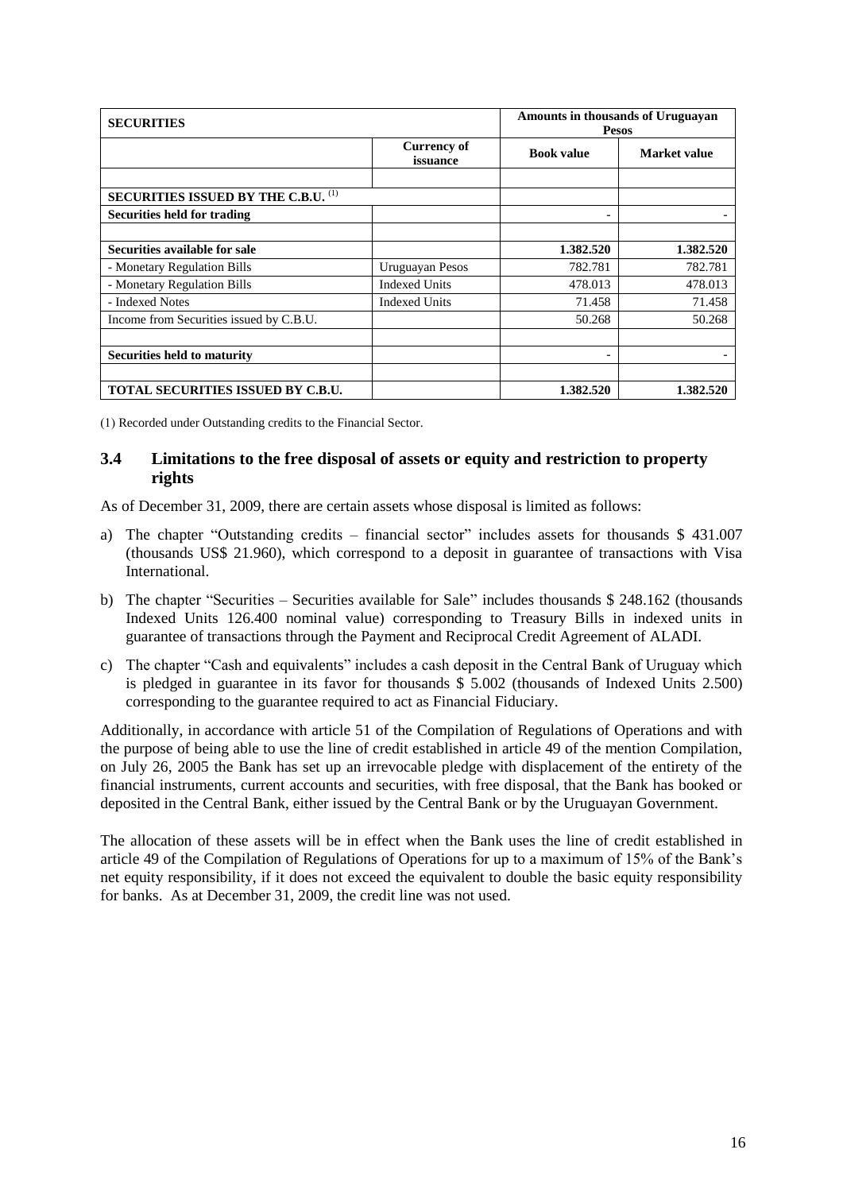| SECURITIES | | Amounts in thousands of Uruguayan Pesos | |
|---|---|---|---|
| | Currency of issuance | Book value | Market value |
| | | | |
| **SECURITIES ISSUED BY THE C.B.U.** [(1)] | | | |
| **Securities held for trading** | | - | - |
| | | | |
| **Securities available for sale** | | **1.382.520** | **1.382.520** |
| - Monetary Regulation Bills | Uruguayan Pesos | 782.781 | 782.781 |
| - Monetary Regulation Bills | Indexed Units | 478.013 | 478.013 |
| - Indexed Notes | Indexed Units | 71.458 | 71.458 |
| Income from Securities issued by C.B.U. | | 50.268 | 50.268 |
| | | | |
| **Securities held to maturity** | | - | - |
| | | | |
| **TOTAL SECURITIES ISSUED BY C.B.U.** | | **1.382.520** | **1.382.520** |

(1) Recorded under Outstanding credits to the Financial Sector.

## 3.4 Limitations to the free disposal of assets or equity and restriction to property rights

As of December 31, 2009, there are certain assets whose disposal is limited as follows:

a) The chapter "Outstanding credits – financial sector" includes assets for thousands $ 431.007 (thousands US$ 21.960), which correspond to a deposit in guarantee of transactions with Visa International.

b) The chapter "Securities – Securities available for Sale" includes thousands $ 248.162 (thousands Indexed Units 126.400 nominal value) corresponding to Treasury Bills in indexed units in guarantee of transactions through the Payment and Reciprocal Credit Agreement of ALADI.

c) The chapter "Cash and equivalents" includes a cash deposit in the Central Bank of Uruguay which is pledged in guarantee in its favor for thousands $ 5.002 (thousands of Indexed Units 2.500) corresponding to the guarantee required to act as Financial Fiduciary.

Additionally, in accordance with article 51 of the Compilation of Regulations of Operations and with the purpose of being able to use the line of credit established in article 49 of the mention Compilation, on July 26, 2005 the Bank has set up an irrevocable pledge with displacement of the entirety of the financial instruments, current accounts and securities, with free disposal, that the Bank has booked or deposited in the Central Bank, either issued by the Central Bank or by the Uruguayan Government.

The allocation of these assets will be in effect when the Bank uses the line of credit established in article 49 of the Compilation of Regulations of Operations for up to a maximum of 15% of the Bank's net equity responsibility, if it does not exceed the equivalent to double the basic equity responsibility for banks. As at December 31, 2009, the credit line was not used.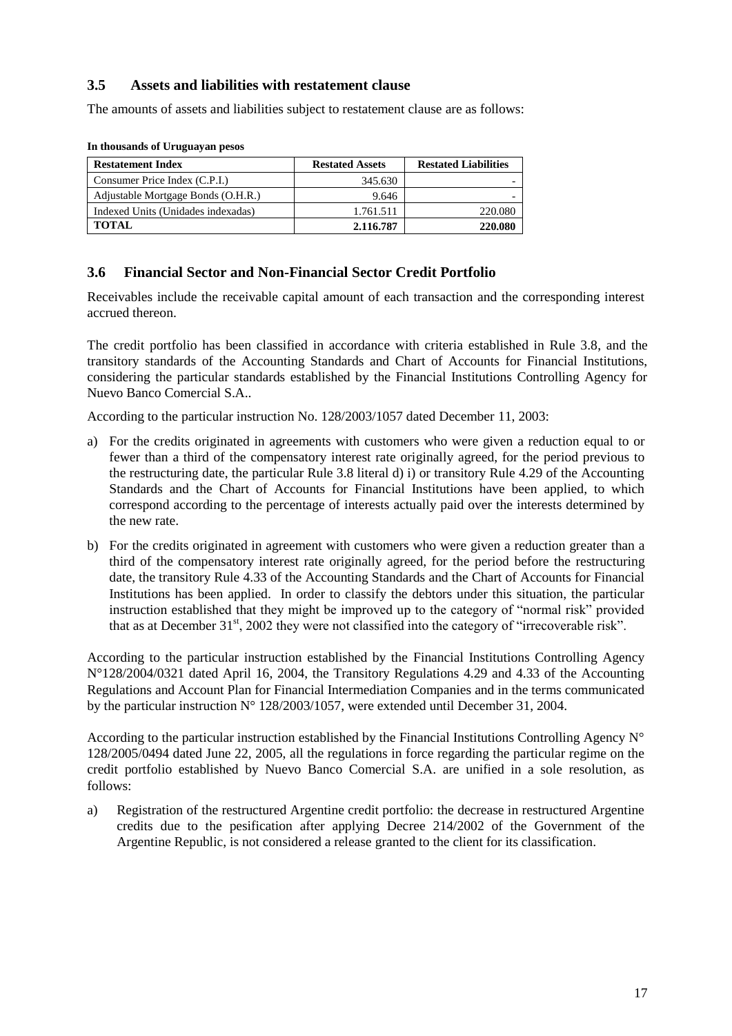## 3.5 Assets and liabilities with restatement clause

The amounts of assets and liabilities subject to restatement clause are as follows:

**In thousands of Uruguayan pesos**

| Restatement Index | Restated Assets | Restated Liabilities |
|---|---|---|
| Consumer Price Index (C.P.I.) | 345.630 | - |
| Adjustable Mortgage Bonds (O.H.R.) | 9.646 | - |
| Indexed Units (Unidades indexadas) | 1.761.511 | 220.080 |
| **TOTAL** | **2.116.787** | **220.080** |

## 3.6 Financial Sector and Non-Financial Sector Credit Portfolio

Receivables include the receivable capital amount of each transaction and the corresponding interest accrued thereon.

The credit portfolio has been classified in accordance with criteria established in Rule 3.8, and the transitory standards of the Accounting Standards and Chart of Accounts for Financial Institutions, considering the particular standards established by the Financial Institutions Controlling Agency for Nuevo Banco Comercial S.A..

According to the particular instruction No. 128/2003/1057 dated December 11, 2003:

a) For the credits originated in agreements with customers who were given a reduction equal to or fewer than a third of the compensatory interest rate originally agreed, for the period previous to the restructuring date, the particular Rule 3.8 literal d) i) or transitory Rule 4.29 of the Accounting Standards and the Chart of Accounts for Financial Institutions have been applied, to which correspond according to the percentage of interests actually paid over the interests determined by the new rate.

b) For the credits originated in agreement with customers who were given a reduction greater than a third of the compensatory interest rate originally agreed, for the period before the restructuring date, the transitory Rule 4.33 of the Accounting Standards and the Chart of Accounts for Financial Institutions has been applied. In order to classify the debtors under this situation, the particular instruction established that they might be improved up to the category of "normal risk" provided that as at December 31st, 2002 they were not classified into the category of "irrecoverable risk".

According to the particular instruction established by the Financial Institutions Controlling Agency N°128/2004/0321 dated April 16, 2004, the Transitory Regulations 4.29 and 4.33 of the Accounting Regulations and Account Plan for Financial Intermediation Companies and in the terms communicated by the particular instruction N° 128/2003/1057, were extended until December 31, 2004.

According to the particular instruction established by the Financial Institutions Controlling Agency N° 128/2005/0494 dated June 22, 2005, all the regulations in force regarding the particular regime on the credit portfolio established by Nuevo Banco Comercial S.A. are unified in a sole resolution, as follows:

a) Registration of the restructured Argentine credit portfolio: the decrease in restructured Argentine credits due to the pesification after applying Decree 214/2002 of the Government of the Argentine Republic, is not considered a release granted to the client for its classification.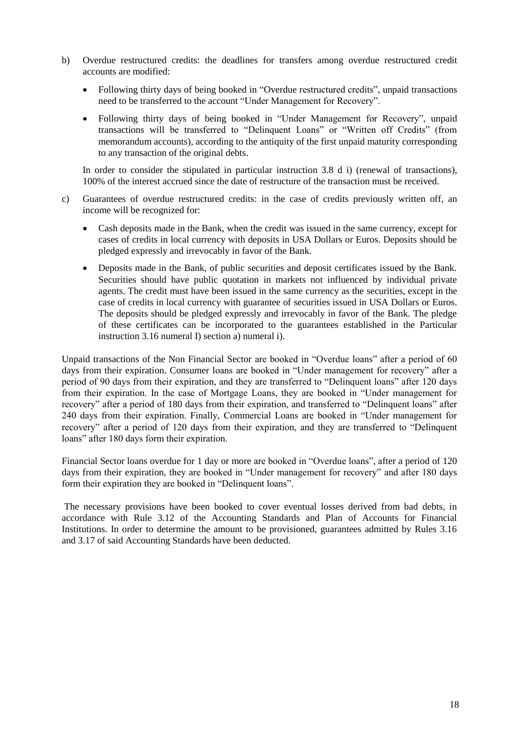b) Overdue restructured credits: the deadlines for transfers among overdue restructured credit accounts are modified:

   - Following thirty days of being booked in "Overdue restructured credits", unpaid transactions need to be transferred to the account "Under Management for Recovery".
   - Following thirty days of being booked in "Under Management for Recovery", unpaid transactions will be transferred to "Delinquent Loans" or "Written off Credits" (from memorandum accounts), according to the antiquity of the first unpaid maturity corresponding to any transaction of the original debts.

   In order to consider the stipulated in particular instruction 3.8 d i) (renewal of transactions), 100% of the interest accrued since the date of restructure of the transaction must be received.

c) Guarantees of overdue restructured credits: in the case of credits previously written off, an income will be recognized for:

   - Cash deposits made in the Bank, when the credit was issued in the same currency, except for cases of credits in local currency with deposits in USA Dollars or Euros. Deposits should be pledged expressly and irrevocably in favor of the Bank.
   - Deposits made in the Bank, of public securities and deposit certificates issued by the Bank. Securities should have public quotation in markets not influenced by individual private agents. The credit must have been issued in the same currency as the securities, except in the case of credits in local currency with guarantee of securities issued in USA Dollars or Euros. The deposits should be pledged expressly and irrevocably in favor of the Bank. The pledge of these certificates can be incorporated to the guarantees established in the Particular instruction 3.16 numeral I) section a) numeral i).

Unpaid transactions of the Non Financial Sector are booked in "Overdue loans" after a period of 60 days from their expiration. Consumer loans are booked in "Under management for recovery" after a period of 90 days from their expiration, and they are transferred to "Delinquent loans" after 120 days from their expiration. In the case of Mortgage Loans, they are booked in "Under management for recovery" after a period of 180 days from their expiration, and transferred to "Delinquent loans" after 240 days from their expiration. Finally, Commercial Loans are booked in "Under management for recovery" after a period of 120 days from their expiration, and they are transferred to "Delinquent loans" after 180 days form their expiration.

Financial Sector loans overdue for 1 day or more are booked in "Overdue loans", after a period of 120 days from their expiration, they are booked in "Under management for recovery" and after 180 days form their expiration they are booked in "Delinquent loans".

The necessary provisions have been booked to cover eventual losses derived from bad debts, in accordance with Rule 3.12 of the Accounting Standards and Plan of Accounts for Financial Institutions. In order to determine the amount to be provisioned, guarantees admitted by Rules 3.16 and 3.17 of said Accounting Standards have been deducted.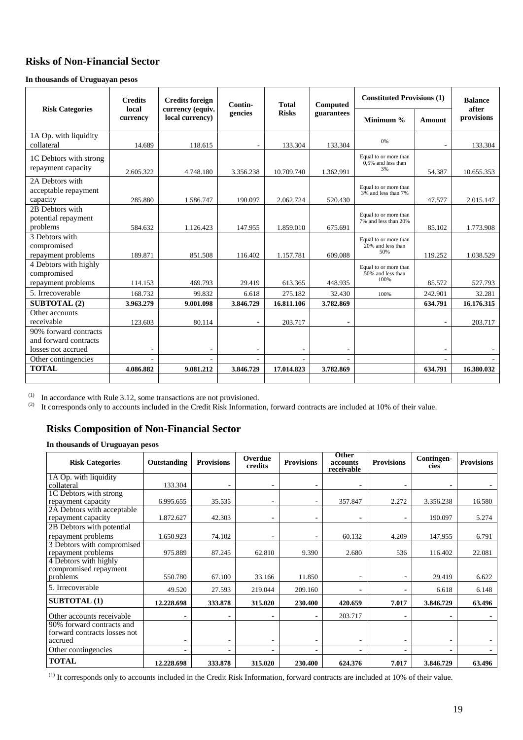## Risks of Non-Financial Sector

**In thousands of Uruguayan pesos**

| Risk Categories | Credits local currency | Credits foreign currency (equiv. local currency) | Contin-gencies | Total Risks | Computed guarantees | Constituted Provisions (1) | | Balance after provisions |
|---|---|---|---|---|---|---|---|---|
| | | | | | | Minimum % | Amount | |
| 1A Op. with liquidity collateral | 14.689 | 118.615 | - | 133.304 | 133.304 | 0% | - | 133.304 |
| 1C Debtors with strong repayment capacity | 2.605.322 | 4.748.180 | 3.356.238 | 10.709.740 | 1.362.991 | Equal to or more than 0,5% and less than 3% | 54.387 | 10.655.353 |
| 2A Debtors with acceptable repayment capacity | 285.880 | 1.586.747 | 190.097 | 2.062.724 | 520.430 | Equal to or more than 3% and less than 7% | 47.577 | 2.015.147 |
| 2B Debtors with potential repayment problems | 584.632 | 1.126.423 | 147.955 | 1.859.010 | 675.691 | Equal to or more than 7% and less than 20% | 85.102 | 1.773.908 |
| 3 Debtors with compromised repayment problems | 189.871 | 851.508 | 116.402 | 1.157.781 | 609.088 | Equal to or more than 20% and less than 50% | 119.252 | 1.038.529 |
| 4 Debtors with highly compromised repayment problems | 114.153 | 469.793 | 29.419 | 613.365 | 448.935 | Equal to or more than 50% and less than 100% | 85.572 | 527.793 |
| 5. Irrecoverable | 168.732 | 99.832 | 6.618 | 275.182 | 32.430 | 100% | 242.901 | 32.281 |
| **SUBTOTAL (2)** | **3.963.279** | **9.001.098** | **3.846.729** | **16.811.106** | **3.782.869** | | **634.791** | **16.176.315** |
| Other accounts receivable | 123.603 | 80.114 | - | 203.717 | - | | - | 203.717 |
| 90% forward contracts and forward contracts losses not accrued | - | - | - | - | - | | - | - |
| Other contingencies | - | - | - | - | - | | - | - |
| **TOTAL** | **4.086.882** | **9.081.212** | **3.846.729** | **17.014.823** | **3.782.869** | | **634.791** | **16.380.032** |

(1) In accordance with Rule 3.12, some transactions are not provisioned.
(2) It corresponds only to accounts included in the Credit Risk Information, forward contracts are included at 10% of their value.

## Risks Composition of Non-Financial Sector

**In thousands of Uruguayan pesos**

| Risk Categories | Outstanding | Provisions | Overdue credits | Provisions | Other accounts receivable | Provisions | Contingen-cies | Provisions |
|---|---|---|---|---|---|---|---|---|
| 1A Op. with liquidity collateral | 133.304 | - | - | - | - | - | - | - |
| 1C Debtors with strong repayment capacity | 6.995.655 | 35.535 | - | - | 357.847 | 2.272 | 3.356.238 | 16.580 |
| 2A Debtors with acceptable repayment capacity | 1.872.627 | 42.303 | - | - | - | - | 190.097 | 5.274 |
| 2B Debtors with potential repayment problems | 1.650.923 | 74.102 | - | - | 60.132 | 4.209 | 147.955 | 6.791 |
| 3 Debtors with compromised repayment problems | 975.889 | 87.245 | 62.810 | 9.390 | 2.680 | 536 | 116.402 | 22.081 |
| 4 Debtors with highly compromised repayment problems | 550.780 | 67.100 | 33.166 | 11.850 | - | - | 29.419 | 6.622 |
| 5. Irrecoverable | 49.520 | 27.593 | 219.044 | 209.160 | - | - | 6.618 | 6.148 |
| **SUBTOTAL (1)** | **12.228.698** | **333.878** | **315.020** | **230.400** | **420.659** | **7.017** | **3.846.729** | **63.496** |
| Other accounts receivable | - | - | - | - | 203.717 | - | - | - |
| 90% forward contracts and forward contracts losses not accrued | - | - | - | - | - | - | - | - |
| Other contingencies | - | - | - | - | - | - | - | - |
| **TOTAL** | **12.228.698** | **333.878** | **315.020** | **230.400** | **624.376** | **7.017** | **3.846.729** | **63.496** |

(1) It corresponds only to accounts included in the Credit Risk Information, forward contracts are included at 10% of their value.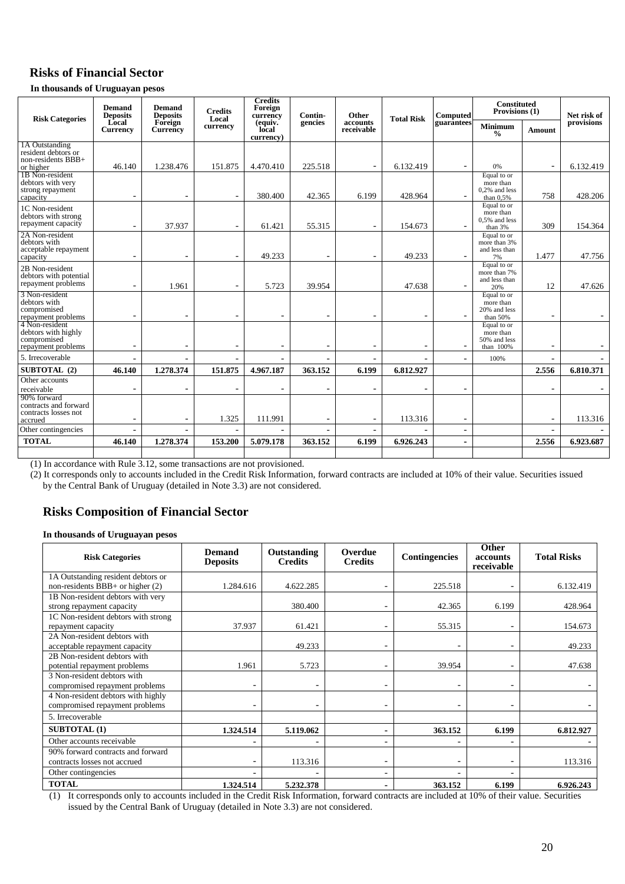## Risks of Financial Sector

**In thousands of Uruguayan pesos**

| Risk Categories | Demand Deposits Local Currency | Demand Deposits Foreign Currency | Credits Local currency | Credits Foreign currency (equiv. local currency) | Contin-gencies | Other accounts receivable | Total Risk | Computed guarantees | Constituted Provisions (1) | | Net risk of provisions |
|---|---|---|---|---|---|---|---|---|---|---|---|
| | | | | | | | | | Minimum % | Amount | |
| 1A Outstanding resident debtors or non-residents BBB+ or higher | 46.140 | 1.238.476 | 151.875 | 4.470.410 | 225.518 | - | 6.132.419 | - | 0% | - | 6.132.419 |
| 1B Non-resident debtors with very strong repayment capacity | - | - | - | 380.400 | 42.365 | 6.199 | 428.964 | - | Equal to or more than 0,2% and less than 0,5% | 758 | 428.206 |
| 1C Non-resident debtors with strong repayment capacity | - | 37.937 | - | 61.421 | 55.315 | - | 154.673 | - | Equal to or more than 0,5% and less than 3% | 309 | 154.364 |
| 2A Non-resident debtors with acceptable repayment capacity | - | - | - | 49.233 | - | - | 49.233 | - | Equal to or more than 3% and less than 7% | 1.477 | 47.756 |
| 2B Non-resident debtors with potential repayment problems | - | 1.961 | - | 5.723 | 39.954 | | 47.638 | - | Equal to or more than 7% and less than 20% | 12 | 47.626 |
| 3 Non-resident debtors with compromised repayment problems | - | - | - | - | - | - | - | - | Equal to or more than 20% and less than 50% | - | - |
| 4 Non-resident debtors with highly compromised repayment problems | - | - | - | - | - | - | - | - | Equal to or more than 50% and less than 100% | - | - |
| 5. Irrecoverable | - | - | - | - | - | - | - | - | 100% | - | - |
| **SUBTOTAL (2)** | **46.140** | **1.278.374** | **151.875** | **4.967.187** | **363.152** | **6.199** | **6.812.927** | | | **2.556** | **6.810.371** |
| Other accounts receivable | - | - | - | - | - | - | - | - | | - | - |
| 90% forward contracts and forward contracts losses not accrued | - | - | 1.325 | 111.991 | - | - | 113.316 | - | | - | 113.316 |
| Other contingencies | - | - | - | - | - | - | - | - | | - | - |
| **TOTAL** | **46.140** | **1.278.374** | **153.200** | **5.079.178** | **363.152** | **6.199** | **6.926.243** | **-** | | **2.556** | **6.923.687** |

(1) In accordance with Rule 3.12, some transactions are not provisioned.

(2) It corresponds only to accounts included in the Credit Risk Information, forward contracts are included at 10% of their value. Securities issued by the Central Bank of Uruguay (detailed in Note 3.3) are not considered.

## Risks Composition of Financial Sector

**In thousands of Uruguayan pesos**

| Risk Categories | Demand Deposits | Outstanding Credits | Overdue Credits | Contingencies | Other accounts receivable | Total Risks |
|---|---|---|---|---|---|---|
| 1A Outstanding resident debtors or non-residents BBB+ or higher (2) | 1.284.616 | 4.622.285 | - | 225.518 | - | 6.132.419 |
| 1B Non-resident debtors with very strong repayment capacity | | 380.400 | - | 42.365 | 6.199 | 428.964 |
| 1C Non-resident debtors with strong repayment capacity | 37.937 | 61.421 | - | 55.315 | - | 154.673 |
| 2A Non-resident debtors with acceptable repayment capacity | | 49.233 | - | - | - | 49.233 |
| 2B Non-resident debtors with potential repayment problems | 1.961 | 5.723 | - | 39.954 | - | 47.638 |
| 3 Non-resident debtors with compromised repayment problems | - | - | - | - | - | - |
| 4 Non-resident debtors with highly compromised repayment problems | - | - | - | - | - | - |
| 5. Irrecoverable | | | | | | |
| **SUBTOTAL (1)** | **1.324.514** | **5.119.062** | **-** | **363.152** | **6.199** | **6.812.927** |
| Other accounts receivable | - | - | - | - | - | - |
| 90% forward contracts and forward contracts losses not accrued | - | 113.316 | - | - | - | 113.316 |
| Other contingencies | - | - | - | - | - | |
| **TOTAL** | **1.324.514** | **5.232.378** | **-** | **363.152** | **6.199** | **6.926.243** |

(1) It corresponds only to accounts included in the Credit Risk Information, forward contracts are included at 10% of their value. Securities issued by the Central Bank of Uruguay (detailed in Note 3.3) are not considered.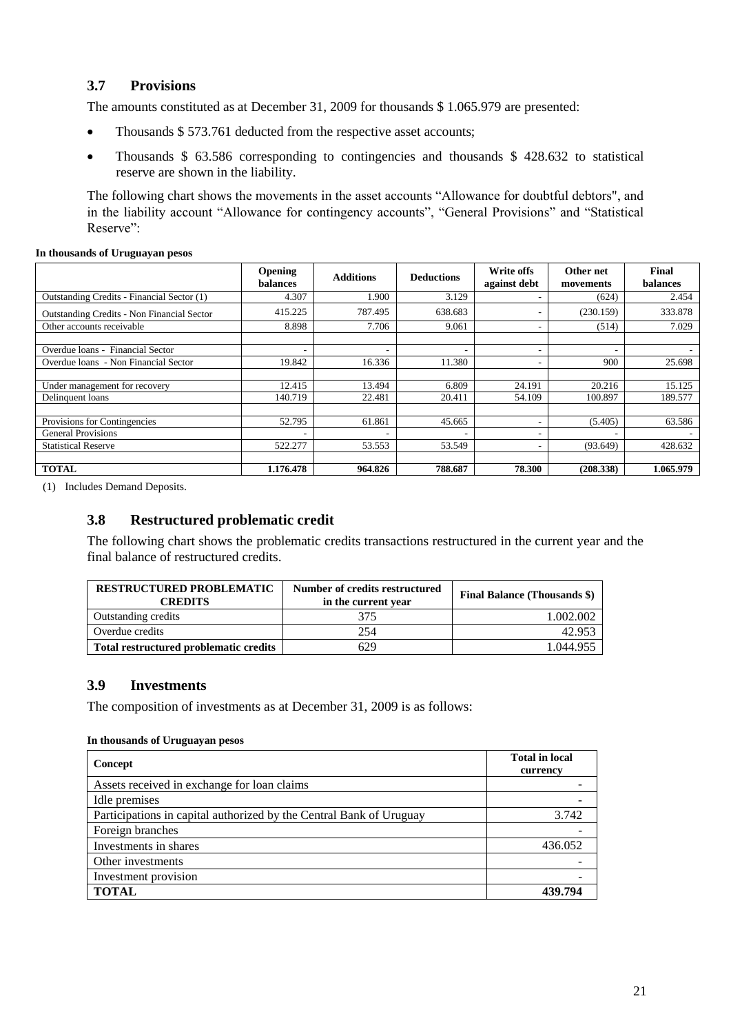## 3.7 Provisions

The amounts constituted as at December 31, 2009 for thousands $ 1.065.979 are presented:

- Thousands $ 573.761 deducted from the respective asset accounts;
- Thousands $ 63.586 corresponding to contingencies and thousands $ 428.632 to statistical reserve are shown in the liability.

The following chart shows the movements in the asset accounts "Allowance for doubtful debtors", and in the liability account "Allowance for contingency accounts", "General Provisions" and "Statistical Reserve":

**In thousands of Uruguayan pesos**

| | Opening balances | Additions | Deductions | Write offs against debt | Other net movements | Final balances |
|---|---|---|---|---|---|---|
| Outstanding Credits - Financial Sector (1) | 4.307 | 1.900 | 3.129 | - | (624) | 2.454 |
| Outstanding Credits - Non Financial Sector | 415.225 | 787.495 | 638.683 | - | (230.159) | 333.878 |
| Other accounts receivable | 8.898 | 7.706 | 9.061 | - | (514) | 7.029 |
| | | | | | | |
| Overdue loans - Financial Sector | - | - | - | - | - | - |
| Overdue loans - Non Financial Sector | 19.842 | 16.336 | 11.380 | - | 900 | 25.698 |
| | | | | | | |
| Under management for recovery | 12.415 | 13.494 | 6.809 | 24.191 | 20.216 | 15.125 |
| Delinquent loans | 140.719 | 22.481 | 20.411 | 54.109 | 100.897 | 189.577 |
| | | | | | | |
| Provisions for Contingencies | 52.795 | 61.861 | 45.665 | - | (5.405) | 63.586 |
| General Provisions | - | - | - | - | - | - |
| Statistical Reserve | 522.277 | 53.553 | 53.549 | - | (93.649) | 428.632 |
| | | | | | | |
| **TOTAL** | **1.176.478** | **964.826** | **788.687** | **78.300** | **(208.338)** | **1.065.979** |

(1) Includes Demand Deposits.

## 3.8 Restructured problematic credit

The following chart shows the problematic credits transactions restructured in the current year and the final balance of restructured credits.

| RESTRUCTURED PROBLEMATIC CREDITS | Number of credits restructured in the current year | Final Balance (Thousands $) |
|---|---|---|
| Outstanding credits | 375 | 1.002.002 |
| Overdue credits | 254 | 42.953 |
| **Total restructured problematic credits** | 629 | 1.044.955 |

## 3.9 Investments

The composition of investments as at December 31, 2009 is as follows:

**In thousands of Uruguayan pesos**

| Concept | Total in local currency |
|---|---|
| Assets received in exchange for loan claims | - |
| Idle premises | - |
| Participations in capital authorized by the Central Bank of Uruguay | 3.742 |
| Foreign branches | - |
| Investments in shares | 436.052 |
| Other investments | - |
| Investment provision | - |
| **TOTAL** | **439.794** |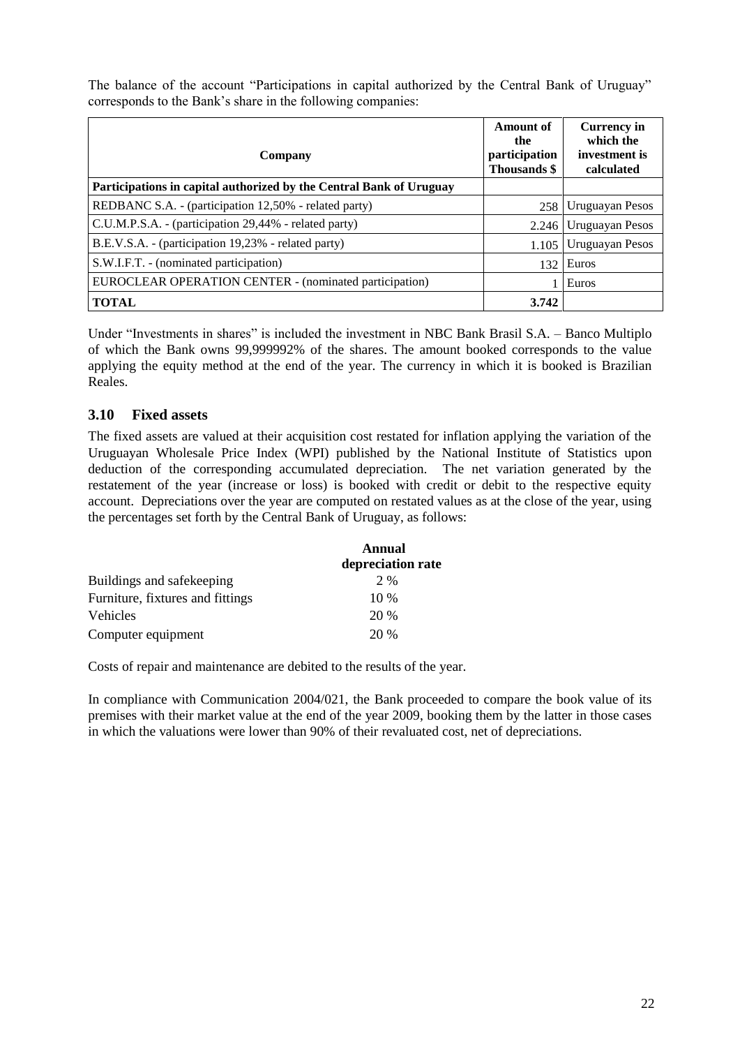The balance of the account "Participations in capital authorized by the Central Bank of Uruguay" corresponds to the Bank's share in the following companies:

| Company | Amount of the participation Thousands $ | Currency in which the investment is calculated |
|---|---|---|
| **Participations in capital authorized by the Central Bank of Uruguay** | | |
| REDBANC S.A. - (participation 12,50% - related party) | 258 | Uruguayan Pesos |
| C.U.M.P.S.A. - (participation 29,44% - related party) | 2.246 | Uruguayan Pesos |
| B.E.V.S.A. - (participation 19,23% - related party) | 1.105 | Uruguayan Pesos |
| S.W.I.F.T. - (nominated participation) | 132 | Euros |
| EUROCLEAR OPERATION CENTER - (nominated participation) | 1 | Euros |
| **TOTAL** | **3.742** | |

Under "Investments in shares" is included the investment in NBC Bank Brasil S.A. – Banco Multiplo of which the Bank owns 99,999992% of the shares. The amount booked corresponds to the value applying the equity method at the end of the year. The currency in which it is booked is Brazilian Reales.

## 3.10 Fixed assets

The fixed assets are valued at their acquisition cost restated for inflation applying the variation of the Uruguayan Wholesale Price Index (WPI) published by the National Institute of Statistics upon deduction of the corresponding accumulated depreciation. The net variation generated by the restatement of the year (increase or loss) is booked with credit or debit to the respective equity account. Depreciations over the year are computed on restated values as at the close of the year, using the percentages set forth by the Central Bank of Uruguay, as follows:

| | Annual depreciation rate |
|---|---|
| Buildings and safekeeping | 2 % |
| Furniture, fixtures and fittings | 10 % |
| Vehicles | 20 % |
| Computer equipment | 20 % |

Costs of repair and maintenance are debited to the results of the year.

In compliance with Communication 2004/021, the Bank proceeded to compare the book value of its premises with their market value at the end of the year 2009, booking them by the latter in those cases in which the valuations were lower than 90% of their revaluated cost, net of depreciations.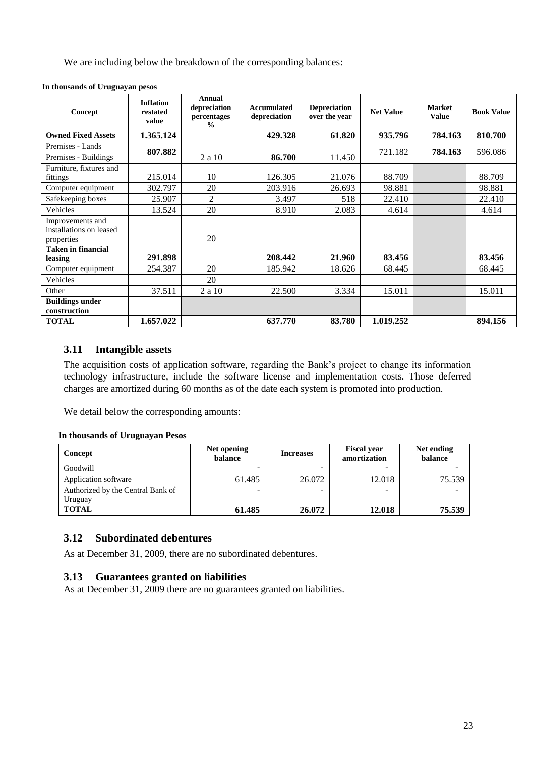We are including below the breakdown of the corresponding balances:

**In thousands of Uruguayan pesos**

| Concept | Inflation restated value | Annual depreciation percentages % | Accumulated depreciation | Depreciation over the year | Net Value | Market Value | Book Value |
|---|---|---|---|---|---|---|---|
| **Owned Fixed Assets** | **1.365.124** | | **429.328** | **61.820** | **935.796** | **784.163** | **810.700** |
| Premises - Lands | **807.882** | | | | 721.182 | **784.163** | 596.086 |
| Premises - Buildings | | 2 a 10 | **86.700** | 11.450 | | | |
| Furniture, fixtures and fittings | 215.014 | 10 | 126.305 | 21.076 | 88.709 | | 88.709 |
| Computer equipment | 302.797 | 20 | 203.916 | 26.693 | 98.881 | | 98.881 |
| Safekeeping boxes | 25.907 | 2 | 3.497 | 518 | 22.410 | | 22.410 |
| Vehicles | 13.524 | 20 | 8.910 | 2.083 | 4.614 | | 4.614 |
| Improvements and installations on leased properties | | 20 | | | | | |
| **Taken in financial leasing** | **291.898** | | **208.442** | **21.960** | **83.456** | | **83.456** |
| Computer equipment | 254.387 | 20 | 185.942 | 18.626 | 68.445 | | 68.445 |
| Vehicles | | 20 | | | | | |
| Other | 37.511 | 2 a 10 | 22.500 | 3.334 | 15.011 | | 15.011 |
| **Buildings under construction** | | | | | | | |
| **TOTAL** | **1.657.022** | | **637.770** | **83.780** | **1.019.252** | | **894.156** |

## 3.11 Intangible assets

The acquisition costs of application software, regarding the Bank's project to change its information technology infrastructure, include the software license and implementation costs. Those deferred charges are amortized during 60 months as of the date each system is promoted into production.

We detail below the corresponding amounts:

**In thousands of Uruguayan Pesos**

| Concept | Net opening balance | Increases | Fiscal year amortization | Net ending balance |
|---|---|---|---|---|
| Goodwill | - | - | - | - |
| Application software | 61.485 | 26.072 | 12.018 | 75.539 |
| Authorized by the Central Bank of Uruguay | - | - | - | - |
| **TOTAL** | **61.485** | **26.072** | **12.018** | **75.539** |

## 3.12 Subordinated debentures

As at December 31, 2009, there are no subordinated debentures.

## 3.13 Guarantees granted on liabilities

As at December 31, 2009 there are no guarantees granted on liabilities.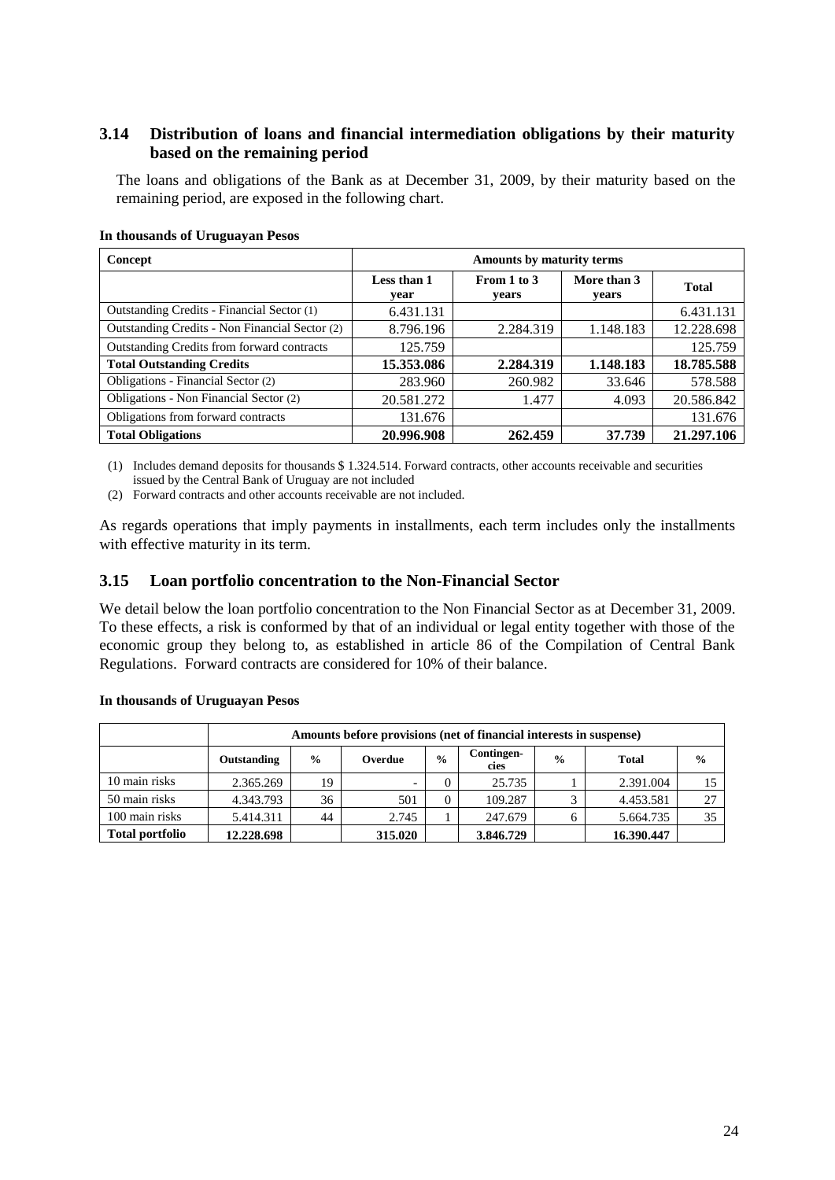## 3.14 Distribution of loans and financial intermediation obligations by their maturity based on the remaining period

The loans and obligations of the Bank as at December 31, 2009, by their maturity based on the remaining period, are exposed in the following chart.

**In thousands of Uruguayan Pesos**

| Concept | Amounts by maturity terms | | | |
|---|---|---|---|---|
| | Less than 1 year | From 1 to 3 years | More than 3 years | Total |
| Outstanding Credits - Financial Sector (1) | 6.431.131 | | | 6.431.131 |
| Outstanding Credits - Non Financial Sector (2) | 8.796.196 | 2.284.319 | 1.148.183 | 12.228.698 |
| Outstanding Credits from forward contracts | 125.759 | | | 125.759 |
| **Total Outstanding Credits** | **15.353.086** | **2.284.319** | **1.148.183** | **18.785.588** |
| Obligations - Financial Sector (2) | 283.960 | 260.982 | 33.646 | 578.588 |
| Obligations - Non Financial Sector (2) | 20.581.272 | 1.477 | 4.093 | 20.586.842 |
| Obligations from forward contracts | 131.676 | | | 131.676 |
| **Total Obligations** | **20.996.908** | **262.459** | **37.739** | **21.297.106** |

(1) Includes demand deposits for thousands $ 1.324.514. Forward contracts, other accounts receivable and securities issued by the Central Bank of Uruguay are not included

(2) Forward contracts and other accounts receivable are not included.

As regards operations that imply payments in installments, each term includes only the installments with effective maturity in its term.

## 3.15 Loan portfolio concentration to the Non-Financial Sector

We detail below the loan portfolio concentration to the Non Financial Sector as at December 31, 2009. To these effects, a risk is conformed by that of an individual or legal entity together with those of the economic group they belong to, as established in article 86 of the Compilation of Central Bank Regulations. Forward contracts are considered for 10% of their balance.

**In thousands of Uruguayan Pesos**

| | Amounts before provisions (net of financial interests in suspense) | | | | | | | |
|---|---|---|---|---|---|---|---|---|
| | Outstanding | % | Overdue | % | Contingen-cies | % | Total | % |
| 10 main risks | 2.365.269 | 19 | - | 0 | 25.735 | 1 | 2.391.004 | 15 |
| 50 main risks | 4.343.793 | 36 | 501 | 0 | 109.287 | 3 | 4.453.581 | 27 |
| 100 main risks | 5.414.311 | 44 | 2.745 | 1 | 247.679 | 6 | 5.664.735 | 35 |
| **Total portfolio** | **12.228.698** | | **315.020** | | **3.846.729** | | **16.390.447** | |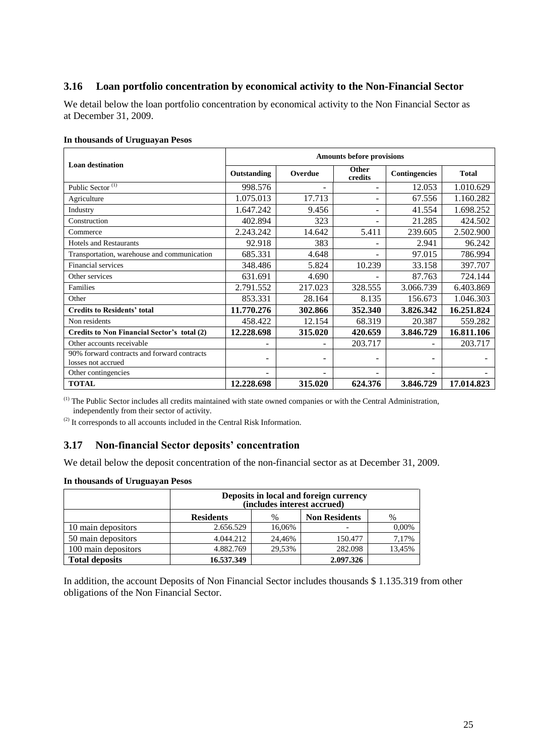## 3.16 Loan portfolio concentration by economical activity to the Non-Financial Sector

We detail below the loan portfolio concentration by economical activity to the Non Financial Sector as at December 31, 2009.

**In thousands of Uruguayan Pesos**

| Loan destination | Amounts before provisions | | | | |
|---|---|---|---|---|---|
| | Outstanding | Overdue | Other credits | Contingencies | Total |
| Public Sector [(1)] | 998.576 | - | - | 12.053 | 1.010.629 |
| Agriculture | 1.075.013 | 17.713 | - | 67.556 | 1.160.282 |
| Industry | 1.647.242 | 9.456 | - | 41.554 | 1.698.252 |
| Construction | 402.894 | 323 | - | 21.285 | 424.502 |
| Commerce | 2.243.242 | 14.642 | 5.411 | 239.605 | 2.502.900 |
| Hotels and Restaurants | 92.918 | 383 | - | 2.941 | 96.242 |
| Transportation, warehouse and communication | 685.331 | 4.648 | - | 97.015 | 786.994 |
| Financial services | 348.486 | 5.824 | 10.239 | 33.158 | 397.707 |
| Other services | 631.691 | 4.690 | - | 87.763 | 724.144 |
| Families | 2.791.552 | 217.023 | 328.555 | 3.066.739 | 6.403.869 |
| Other | 853.331 | 28.164 | 8.135 | 156.673 | 1.046.303 |
| **Credits to Residents' total** | **11.770.276** | **302.866** | **352.340** | **3.826.342** | **16.251.824** |
| Non residents | 458.422 | 12.154 | 68.319 | 20.387 | 559.282 |
| **Credits to Non Financial Sector's total (2)** | **12.228.698** | **315.020** | **420.659** | **3.846.729** | **16.811.106** |
| Other accounts receivable | - | - | 203.717 | - | 203.717 |
| 90% forward contracts and forward contracts losses not accrued | - | - | - | - | - |
| Other contingencies | - | - | - | - | - |
| **TOTAL** | **12.228.698** | **315.020** | **624.376** | **3.846.729** | **17.014.823** |

[(1)] The Public Sector includes all credits maintained with state owned companies or with the Central Administration, independently from their sector of activity.

[(2)] It corresponds to all accounts included in the Central Risk Information.

## 3.17 Non-financial Sector deposits' concentration

We detail below the deposit concentration of the non-financial sector as at December 31, 2009.

**In thousands of Uruguayan Pesos**

| | Deposits in local and foreign currency (includes interest accrued) | | | |
|---|---|---|---|---|
| | Residents | % | Non Residents | % |
| 10 main depositors | 2.656.529 | 16,06% | - | 0,00% |
| 50 main depositors | 4.044.212 | 24,46% | 150.477 | 7,17% |
| 100 main depositors | 4.882.769 | 29,53% | 282.098 | 13,45% |
| **Total deposits** | **16.537.349** | | **2.097.326** | |

In addition, the account Deposits of Non Financial Sector includes thousands $ 1.135.319 from other obligations of the Non Financial Sector.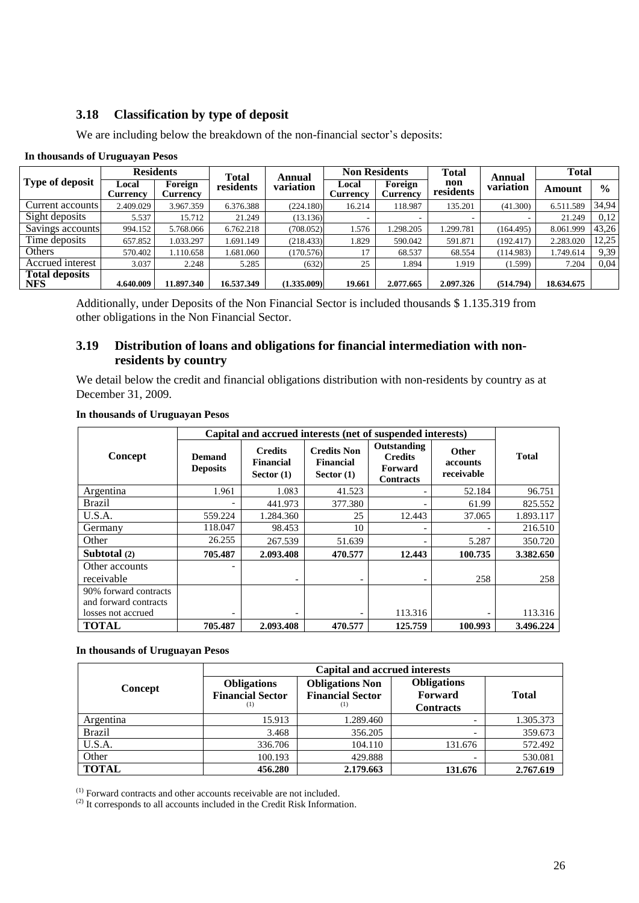### 3.18 Classification by type of deposit

We are including below the breakdown of the non-financial sector's deposits:

**In thousands of Uruguayan Pesos**

| Type of deposit | Residents | | Total residents | Annual variation | Non Residents | | Total non residents | Annual variation | Total | |
|---|---|---|---|---|---|---|---|---|---|---|
| | Local Currency | Foreign Currency | | | Local Currency | Foreign Currency | | | Amount | % |
| Current accounts | 2.409.029 | 3.967.359 | 6.376.388 | (224.180) | 16.214 | 118.987 | 135.201 | (41.300) | 6.511.589 | 34,94 |
| Sight deposits | 5.537 | 15.712 | 21.249 | (13.136) | - | - | - | - | 21.249 | 0,12 |
| Savings accounts | 994.152 | 5.768.066 | 6.762.218 | (708.052) | 1.576 | 1.298.205 | 1.299.781 | (164.495) | 8.061.999 | 43,26 |
| Time deposits | 657.852 | 1.033.297 | 1.691.149 | (218.433) | 1.829 | 590.042 | 591.871 | (192.417) | 2.283.020 | 12,25 |
| Others | 570.402 | 1.110.658 | 1.681.060 | (170.576) | 17 | 68.537 | 68.554 | (114.983) | 1.749.614 | 9,39 |
| Accrued interest | 3.037 | 2.248 | 5.285 | (632) | 25 | 1.894 | 1.919 | (1.599) | 7.204 | 0,04 |
| **Total deposits NFS** | **4.640.009** | **11.897.340** | **16.537.349** | **(1.335.009)** | **19.661** | **2.077.665** | **2.097.326** | **(514.794)** | **18.634.675** | |

Additionally, under Deposits of the Non Financial Sector is included thousands $ 1.135.319 from other obligations in the Non Financial Sector.

### 3.19 Distribution of loans and obligations for financial intermediation with non-residents by country

We detail below the credit and financial obligations distribution with non-residents by country as at December 31, 2009.

**In thousands of Uruguayan Pesos**

| Concept | Capital and accrued interests (net of suspended interests) | | | | | Total |
|---|---|---|---|---|---|---|
| | Demand Deposits | Credits Financial Sector (1) | Credits Non Financial Sector (1) | Outstanding Credits Forward Contracts | Other accounts receivable | |
| Argentina | 1.961 | 1.083 | 41.523 | - | 52.184 | 96.751 |
| Brazil | - | 441.973 | 377.380 | - | 61.99 | 825.552 |
| U.S.A. | 559.224 | 1.284.360 | 25 | 12.443 | 37.065 | 1.893.117 |
| Germany | 118.047 | 98.453 | 10 | - | - | 216.510 |
| Other | 26.255 | 267.539 | 51.639 | - | 5.287 | 350.720 |
| **Subtotal (2)** | **705.487** | **2.093.408** | **470.577** | **12.443** | **100.735** | **3.382.650** |
| Other accounts receivable | - | - | - | - | 258 | 258 |
| 90% forward contracts and forward contracts losses not accrued | - | - | - | 113.316 | - | 113.316 |
| **TOTAL** | **705.487** | **2.093.408** | **470.577** | **125.759** | **100.993** | **3.496.224** |

**In thousands of Uruguayan Pesos**

| Concept | Capital and accrued interests | | | |
|---|---|---|---|---|
| | Obligations Financial Sector (1) | Obligations Non Financial Sector (1) | Obligations Forward Contracts | Total |
| Argentina | 15.913 | 1.289.460 | - | 1.305.373 |
| Brazil | 3.468 | 356.205 | - | 359.673 |
| U.S.A. | 336.706 | 104.110 | 131.676 | 572.492 |
| Other | 100.193 | 429.888 | - | 530.081 |
| **TOTAL** | **456.280** | **2.179.663** | **131.676** | **2.767.619** |

(1) Forward contracts and other accounts receivable are not included.

(2) It corresponds to all accounts included in the Credit Risk Information.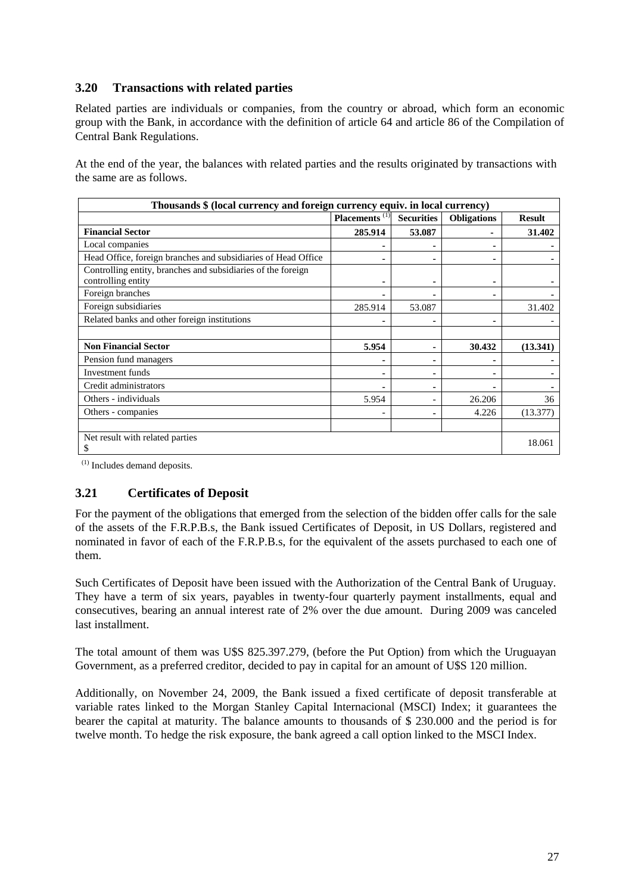## 3.20 Transactions with related parties

Related parties are individuals or companies, from the country or abroad, which form an economic group with the Bank, in accordance with the definition of article 64 and article 86 of the Compilation of Central Bank Regulations.

At the end of the year, the balances with related parties and the results originated by transactions with the same are as follows.

| Thousands $ (local currency and foreign currency equiv. in local currency) | | | | |
|---|---|---|---|---|
| | **Placements** [(1)] | **Securities** | **Obligations** | **Result** |
| **Financial Sector** | **285.914** | **53.087** | **-** | **31.402** |
| Local companies | - | - | - | - |
| Head Office, foreign branches and subsidiaries of Head Office | - | - | - | - |
| Controlling entity, branches and subsidiaries of the foreign controlling entity | - | - | - | - |
| Foreign branches | - | - | - | - |
| Foreign subsidiaries | 285.914 | 53.087 | | 31.402 |
| Related banks and other foreign institutions | - | - | - | - |
| | | | | |
| **Non Financial Sector** | **5.954** | **-** | **30.432** | **(13.341)** |
| Pension fund managers | - | - | - | - |
| Investment funds | - | - | - | - |
| Credit administrators | - | - | - | - |
| Others - individuals | 5.954 | - | 26.206 | 36 |
| Others - companies | - | - | 4.226 | (13.377) |
| | | | | |
| Net result with related parties $ | | | | 18.061 |

[(1)] Includes demand deposits.

## 3.21 Certificates of Deposit

For the payment of the obligations that emerged from the selection of the bidden offer calls for the sale of the assets of the F.R.P.B.s, the Bank issued Certificates of Deposit, in US Dollars, registered and nominated in favor of each of the F.R.P.B.s, for the equivalent of the assets purchased to each one of them.

Such Certificates of Deposit have been issued with the Authorization of the Central Bank of Uruguay. They have a term of six years, payables in twenty-four quarterly payment installments, equal and consecutives, bearing an annual interest rate of 2% over the due amount. During 2009 was canceled last installment.

The total amount of them was U$S 825.397.279, (before the Put Option) from which the Uruguayan Government, as a preferred creditor, decided to pay in capital for an amount of U$S 120 million.

Additionally, on November 24, 2009, the Bank issued a fixed certificate of deposit transferable at variable rates linked to the Morgan Stanley Capital Internacional (MSCI) Index; it guarantees the bearer the capital at maturity. The balance amounts to thousands of $ 230.000 and the period is for twelve month. To hedge the risk exposure, the bank agreed a call option linked to the MSCI Index.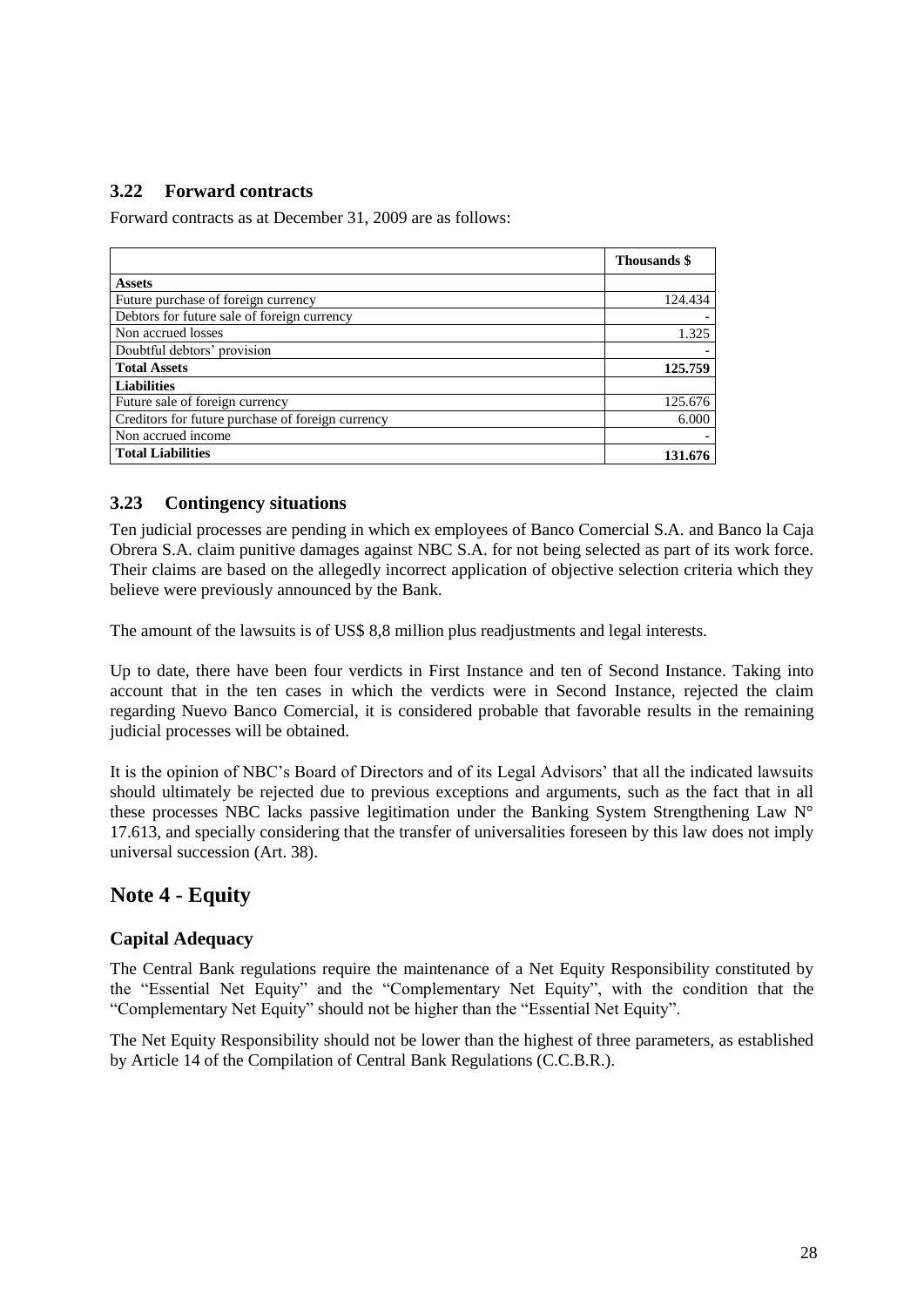### 3.22 Forward contracts

Forward contracts as at December 31, 2009 are as follows:

| | Thousands $ |
|---|---|
| **Assets** | |
| Future purchase of foreign currency | 124.434 |
| Debtors for future sale of foreign currency | - |
| Non accrued losses | 1.325 |
| Doubtful debtors' provision | - |
| **Total Assets** | **125.759** |
| **Liabilities** | |
| Future sale of foreign currency | 125.676 |
| Creditors for future purchase of foreign currency | 6.000 |
| Non accrued income | - |
| **Total Liabilities** | **131.676** |

### 3.23 Contingency situations

Ten judicial processes are pending in which ex employees of Banco Comercial S.A. and Banco la Caja Obrera S.A. claim punitive damages against NBC S.A. for not being selected as part of its work force. Their claims are based on the allegedly incorrect application of objective selection criteria which they believe were previously announced by the Bank.

The amount of the lawsuits is of US$ 8,8 million plus readjustments and legal interests.

Up to date, there have been four verdicts in First Instance and ten of Second Instance. Taking into account that in the ten cases in which the verdicts were in Second Instance, rejected the claim regarding Nuevo Banco Comercial, it is considered probable that favorable results in the remaining judicial processes will be obtained.

It is the opinion of NBC's Board of Directors and of its Legal Advisors' that all the indicated lawsuits should ultimately be rejected due to previous exceptions and arguments, such as the fact that in all these processes NBC lacks passive legitimation under the Banking System Strengthening Law N° 17.613, and specially considering that the transfer of universalities foreseen by this law does not imply universal succession (Art. 38).

## Note 4 - Equity

### Capital Adequacy

The Central Bank regulations require the maintenance of a Net Equity Responsibility constituted by the "Essential Net Equity" and the "Complementary Net Equity", with the condition that the "Complementary Net Equity" should not be higher than the "Essential Net Equity".

The Net Equity Responsibility should not be lower than the highest of three parameters, as established by Article 14 of the Compilation of Central Bank Regulations (C.C.B.R.).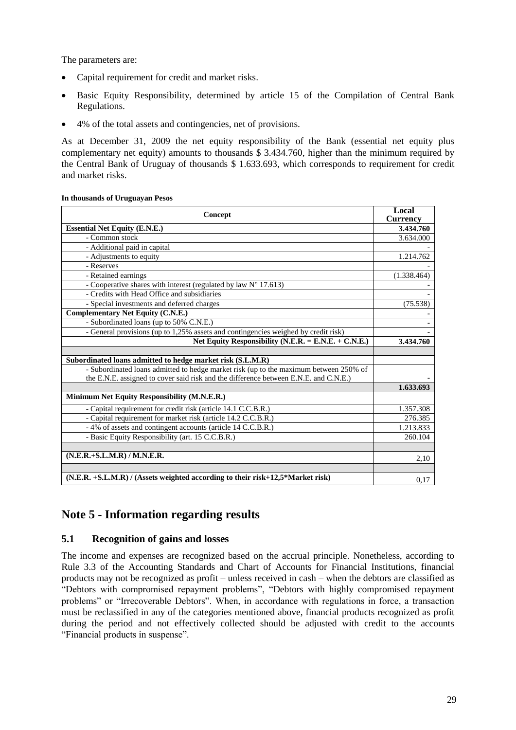The parameters are:

- Capital requirement for credit and market risks.
- Basic Equity Responsibility, determined by article 15 of the Compilation of Central Bank Regulations.
- 4% of the total assets and contingencies, net of provisions.

As at December 31, 2009 the net equity responsibility of the Bank (essential net equity plus complementary net equity) amounts to thousands $ 3.434.760, higher than the minimum required by the Central Bank of Uruguay of thousands $ 1.633.693, which corresponds to requirement for credit and market risks.

**In thousands of Uruguayan Pesos**

| Concept | Local Currency |
|---|---|
| **Essential Net Equity (E.N.E.)** | **3.434.760** |
| - Common stock | 3.634.000 |
| - Additional paid in capital | - |
| - Adjustments to equity | 1.214.762 |
| - Reserves | - |
| - Retained earnings | (1.338.464) |
| - Cooperative shares with interest (regulated by law N° 17.613) | - |
| - Credits with Head Office and subsidiaries | - |
| - Special investments and deferred charges | (75.538) |
| **Complementary Net Equity (C.N.E.)** | **-** |
| - Subordinated loans (up to 50% C.N.E.) | - |
| - General provisions (up to 1,25% assets and contingencies weighed by credit risk) | - |
| **Net Equity Responsibility (N.E.R. = E.N.E. + C.N.E.)** | **3.434.760** |
| | |
| **Subordinated loans admitted to hedge market risk (S.L.M.R)** | |
| - Subordinated loans admitted to hedge market risk (up to the maximum between 250% of the E.N.E. assigned to cover said risk and the difference between E.N.E. and C.N.E.) | - |
| | **1.633.693** |
| **Minimum Net Equity Responsibility (M.N.E.R.)** | |
| - Capital requirement for credit risk (article 14.1 C.C.B.R.) | 1.357.308 |
| - Capital requirement for market risk (article 14.2 C.C.B.R.) | 276.385 |
| - 4% of assets and contingent accounts (article 14 C.C.B.R.) | 1.213.833 |
| - Basic Equity Responsibility (art. 15 C.C.B.R.) | 260.104 |
| | |
| **(N.E.R.+S.L.M.R) / M.N.E.R.** | 2,10 |
| | |
| **(N.E.R. +S.L.M.R) / (Assets weighted according to their risk+12,5*Market risk)** | 0,17 |

# Note 5 - Information regarding results

## 5.1 Recognition of gains and losses

The income and expenses are recognized based on the accrual principle. Nonetheless, according to Rule 3.3 of the Accounting Standards and Chart of Accounts for Financial Institutions, financial products may not be recognized as profit – unless received in cash – when the debtors are classified as "Debtors with compromised repayment problems", "Debtors with highly compromised repayment problems" or "Irrecoverable Debtors". When, in accordance with regulations in force, a transaction must be reclassified in any of the categories mentioned above, financial products recognized as profit during the period and not effectively collected should be adjusted with credit to the accounts "Financial products in suspense".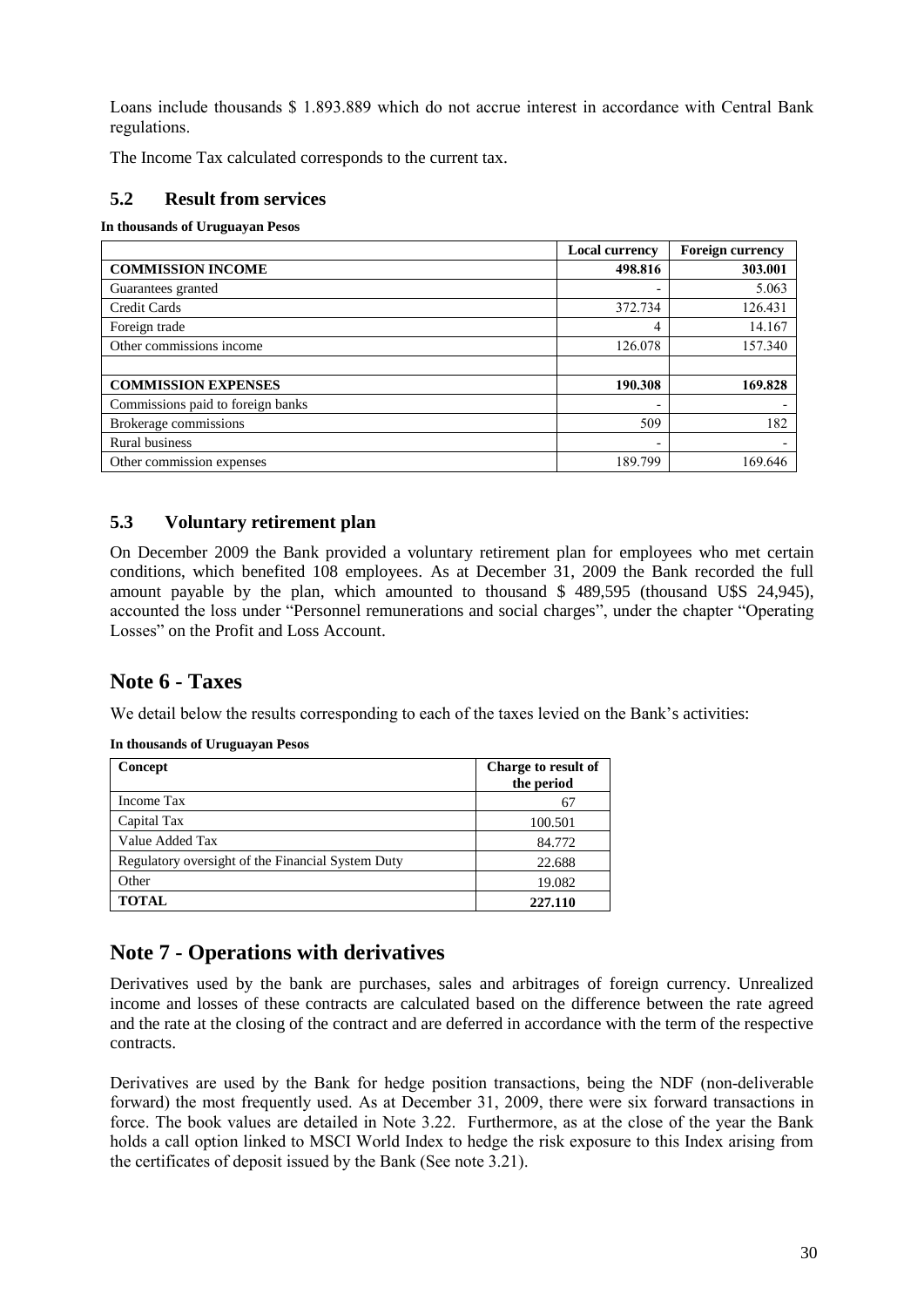Loans include thousands $ 1.893.889 which do not accrue interest in accordance with Central Bank regulations.

The Income Tax calculated corresponds to the current tax.

### 5.2 Result from services

**In thousands of Uruguayan Pesos**

| | Local currency | Foreign currency |
|---|---|---|
| **COMMISSION INCOME** | **498.816** | **303.001** |
| Guarantees granted | - | 5.063 |
| Credit Cards | 372.734 | 126.431 |
| Foreign trade | 4 | 14.167 |
| Other commissions income | 126.078 | 157.340 |
| | | |
| **COMMISSION EXPENSES** | **190.308** | **169.828** |
| Commissions paid to foreign banks | - | - |
| Brokerage commissions | 509 | 182 |
| Rural business | - | - |
| Other commission expenses | 189.799 | 169.646 |

### 5.3 Voluntary retirement plan

On December 2009 the Bank provided a voluntary retirement plan for employees who met certain conditions, which benefited 108 employees. As at December 31, 2009 the Bank recorded the full amount payable by the plan, which amounted to thousand $ 489,595 (thousand U$S 24,945), accounted the loss under "Personnel remunerations and social charges", under the chapter "Operating Losses" on the Profit and Loss Account.

## Note 6 - Taxes

We detail below the results corresponding to each of the taxes levied on the Bank's activities:

**In thousands of Uruguayan Pesos**

| Concept | Charge to result of the period |
|---|---|
| Income Tax | 67 |
| Capital Tax | 100.501 |
| Value Added Tax | 84.772 |
| Regulatory oversight of the Financial System Duty | 22.688 |
| Other | 19.082 |
| **TOTAL** | **227.110** |

## Note 7 - Operations with derivatives

Derivatives used by the bank are purchases, sales and arbitrages of foreign currency. Unrealized income and losses of these contracts are calculated based on the difference between the rate agreed and the rate at the closing of the contract and are deferred in accordance with the term of the respective contracts.

Derivatives are used by the Bank for hedge position transactions, being the NDF (non-deliverable forward) the most frequently used. As at December 31, 2009, there were six forward transactions in force. The book values are detailed in Note 3.22. Furthermore, as at the close of the year the Bank holds a call option linked to MSCI World Index to hedge the risk exposure to this Index arising from the certificates of deposit issued by the Bank (See note 3.21).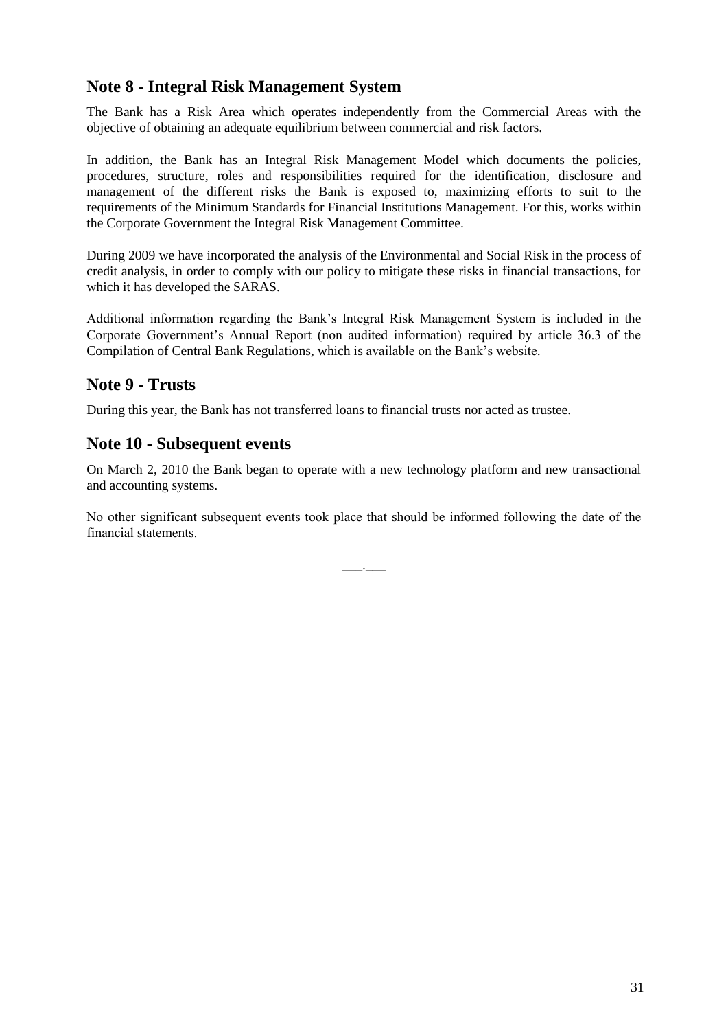## Note 8 - Integral Risk Management System

The Bank has a Risk Area which operates independently from the Commercial Areas with the objective of obtaining an adequate equilibrium between commercial and risk factors.

In addition, the Bank has an Integral Risk Management Model which documents the policies, procedures, structure, roles and responsibilities required for the identification, disclosure and management of the different risks the Bank is exposed to, maximizing efforts to suit to the requirements of the Minimum Standards for Financial Institutions Management. For this, works within the Corporate Government the Integral Risk Management Committee.

During 2009 we have incorporated the analysis of the Environmental and Social Risk in the process of credit analysis, in order to comply with our policy to mitigate these risks in financial transactions, for which it has developed the SARAS.

Additional information regarding the Bank's Integral Risk Management System is included in the Corporate Government's Annual Report (non audited information) required by article 36.3 of the Compilation of Central Bank Regulations, which is available on the Bank's website.

## Note 9 - Trusts

During this year, the Bank has not transferred loans to financial trusts nor acted as trustee.

## Note 10 - Subsequent events

On March 2, 2010 the Bank began to operate with a new technology platform and new transactional and accounting systems.

No other significant subsequent events took place that should be informed following the date of the financial statements.

\_\_\_.\_\_\_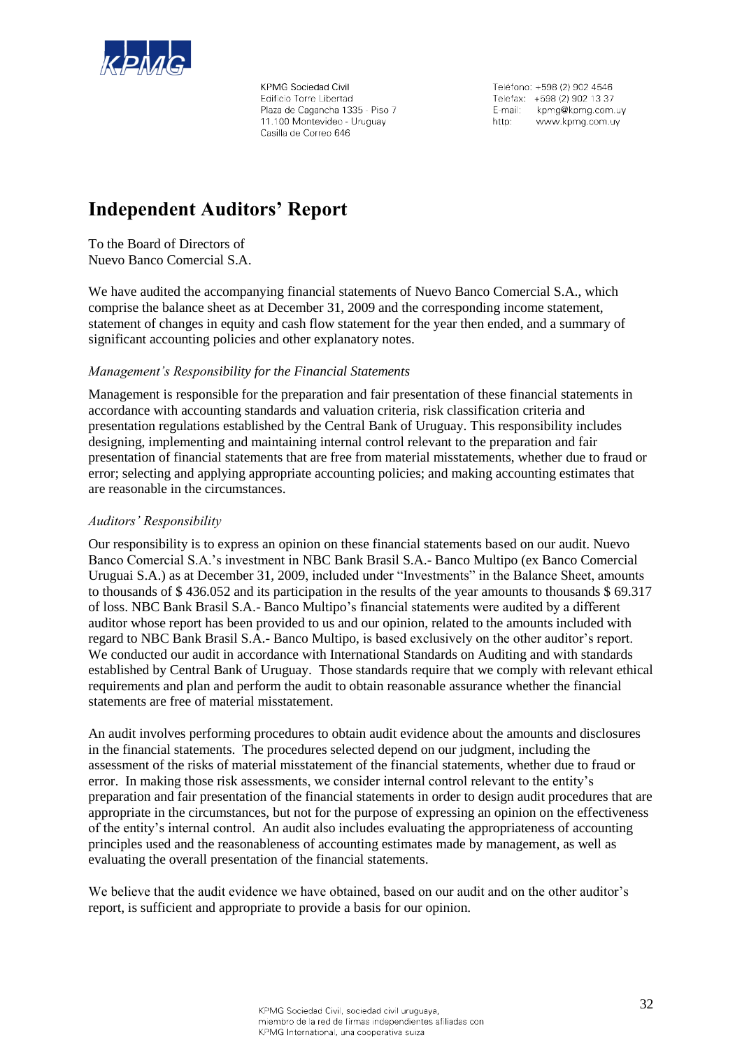KPMG Sociedad Civil
Edificio Torre Libertad
Plaza de Cagancha 1335 - Piso 7
11.100 Montevideo - Uruguay
Casilla de Correo 646

Teléfono: +598 (2) 902 4546
Telefax: +598 (2) 902 13 37
E-mail: kpmg@kpmg.com.uy
http: www.kpmg.com.uy

# Independent Auditors' Report

To the Board of Directors of
Nuevo Banco Comercial S.A.

We have audited the accompanying financial statements of Nuevo Banco Comercial S.A., which comprise the balance sheet as at December 31, 2009 and the corresponding income statement, statement of changes in equity and cash flow statement for the year then ended, and a summary of significant accounting policies and other explanatory notes.

*Management's Responsibility for the Financial Statements*

Management is responsible for the preparation and fair presentation of these financial statements in accordance with accounting standards and valuation criteria, risk classification criteria and presentation regulations established by the Central Bank of Uruguay. This responsibility includes designing, implementing and maintaining internal control relevant to the preparation and fair presentation of financial statements that are free from material misstatements, whether due to fraud or error; selecting and applying appropriate accounting policies; and making accounting estimates that are reasonable in the circumstances.

*Auditors' Responsibility*

Our responsibility is to express an opinion on these financial statements based on our audit. Nuevo Banco Comercial S.A.'s investment in NBC Bank Brasil S.A.- Banco Multipo (ex Banco Comercial Uruguai S.A.) as at December 31, 2009, included under "Investments" in the Balance Sheet, amounts to thousands of $ 436.052 and its participation in the results of the year amounts to thousands $ 69.317 of loss. NBC Bank Brasil S.A.- Banco Multipo's financial statements were audited by a different auditor whose report has been provided to us and our opinion, related to the amounts included with regard to NBC Bank Brasil S.A.- Banco Multipo, is based exclusively on the other auditor's report. We conducted our audit in accordance with International Standards on Auditing and with standards established by Central Bank of Uruguay. Those standards require that we comply with relevant ethical requirements and plan and perform the audit to obtain reasonable assurance whether the financial statements are free of material misstatement.

An audit involves performing procedures to obtain audit evidence about the amounts and disclosures in the financial statements. The procedures selected depend on our judgment, including the assessment of the risks of material misstatement of the financial statements, whether due to fraud or error. In making those risk assessments, we consider internal control relevant to the entity's preparation and fair presentation of the financial statements in order to design audit procedures that are appropriate in the circumstances, but not for the purpose of expressing an opinion on the effectiveness of the entity's internal control. An audit also includes evaluating the appropriateness of accounting principles used and the reasonableness of accounting estimates made by management, as well as evaluating the overall presentation of the financial statements.

We believe that the audit evidence we have obtained, based on our audit and on the other auditor's report, is sufficient and appropriate to provide a basis for our opinion.

KPMG Sociedad Civil, sociedad civil uruguaya, miembro de la red de firmas independientes afiliadas con KPMG International, una cooperativa suiza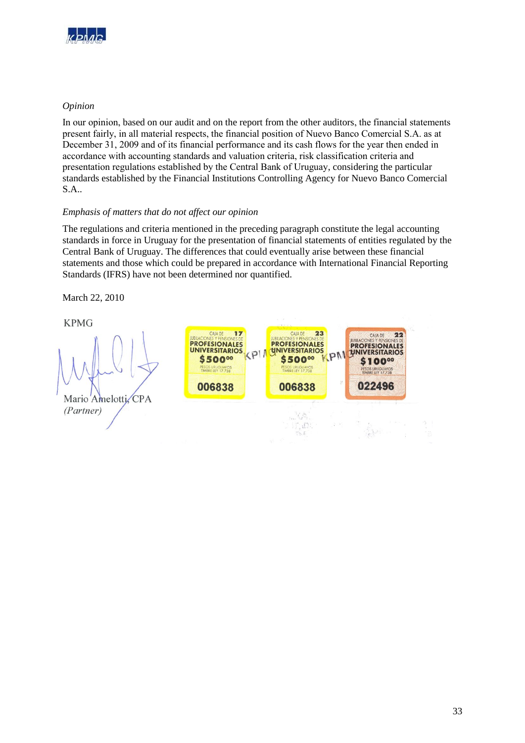*Opinion*

In our opinion, based on our audit and on the report from the other auditors, the financial statements present fairly, in all material respects, the financial position of Nuevo Banco Comercial S.A. as at December 31, 2009 and of its financial performance and its cash flows for the year then ended in accordance with accounting standards and valuation criteria, risk classification criteria and presentation regulations established by the Central Bank of Uruguay, considering the particular standards established by the Financial Institutions Controlling Agency for Nuevo Banco Comercial S.A..

*Emphasis of matters that do not affect our opinion*

The regulations and criteria mentioned in the preceding paragraph constitute the legal accounting standards in force in Uruguay for the presentation of financial statements of entities regulated by the Central Bank of Uruguay. The differences that could eventually arise between these financial statements and those which could be prepared in accordance with International Financial Reporting Standards (IFRS) have not been determined nor quantified.

March 22, 2010

KPMG

Mario Amelotti, CPA
*(Partner)*